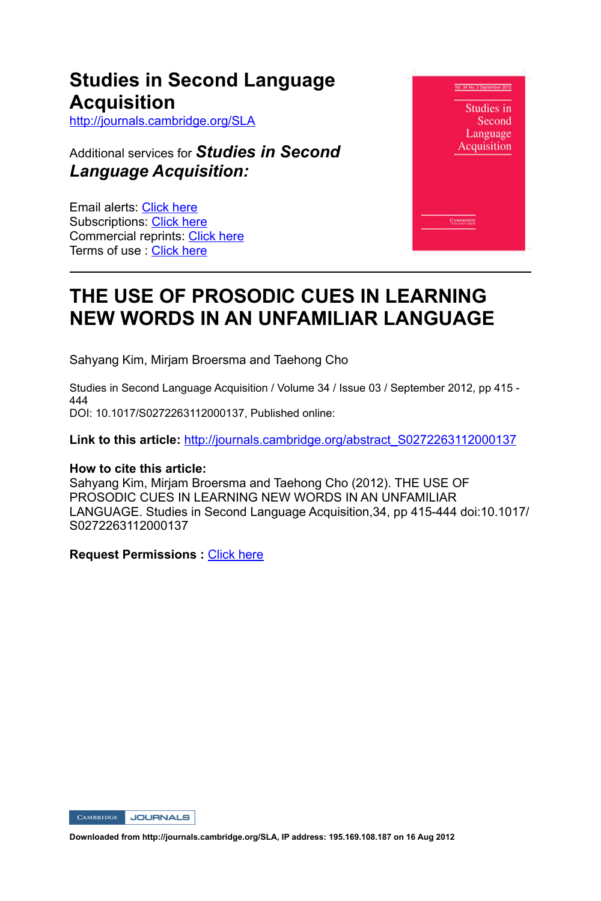# Studies in Second Language Acquisition

http://journals.cambridge.org/SLA

Additional services for ***Studies in Second Language Acquisition:***

Email alerts: Click here
Subscriptions: Click here
Commercial reprints: Click here
Terms of use : Click here

---

# THE USE OF PROSODIC CUES IN LEARNING NEW WORDS IN AN UNFAMILIAR LANGUAGE

Sahyang Kim, Mirjam Broersma and Taehong Cho

Studies in Second Language Acquisition / Volume 34 / Issue 03 / September 2012, pp 415 - 444
DOI: 10.1017/S0272263112000137, Published online:

**Link to this article:** http://journals.cambridge.org/abstract_S0272263112000137

**How to cite this article:**
Sahyang Kim, Mirjam Broersma and Taehong Cho (2012). THE USE OF PROSODIC CUES IN LEARNING NEW WORDS IN AN UNFAMILIAR LANGUAGE. Studies in Second Language Acquisition,34, pp 415-444 doi:10.1017/S0272263112000137

**Request Permissions :** Click here

**Downloaded from http://journals.cambridge.org/SLA, IP address: 195.169.108.187 on 16 Aug 2012**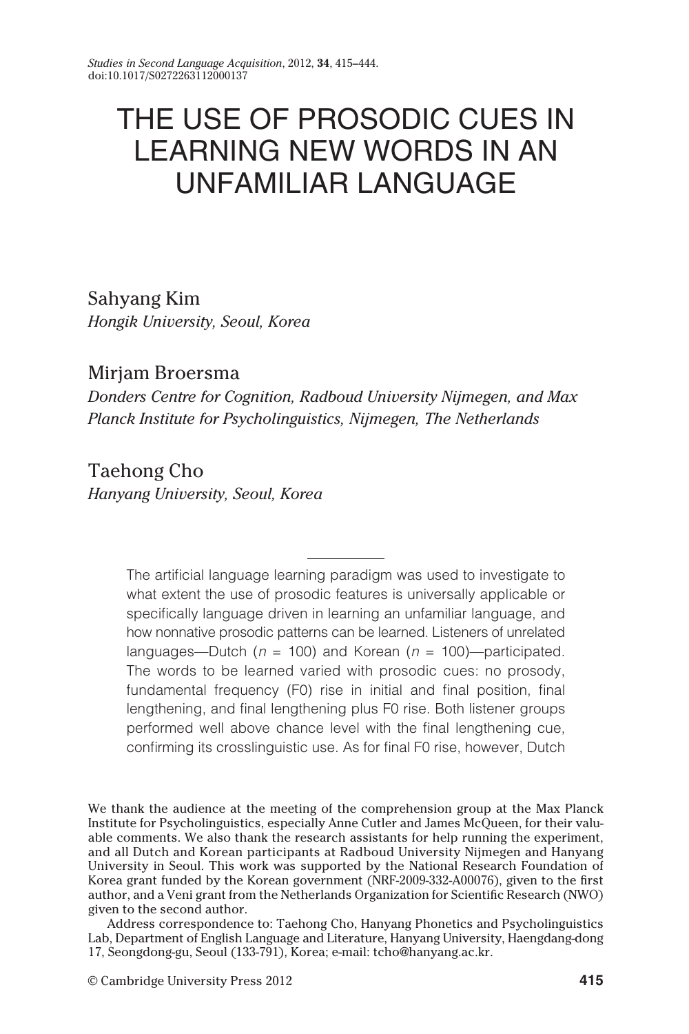# THE USE OF PROSODIC CUES IN LEARNING NEW WORDS IN AN UNFAMILIAR LANGUAGE

Sahyang Kim
*Hongik University, Seoul, Korea*

Mirjam Broersma
*Donders Centre for Cognition, Radboud University Nijmegen, and Max Planck Institute for Psycholinguistics, Nijmegen, The Netherlands*

Taehong Cho
*Hanyang University, Seoul, Korea*

The artificial language learning paradigm was used to investigate to what extent the use of prosodic features is universally applicable or specifically language driven in learning an unfamiliar language, and how nonnative prosodic patterns can be learned. Listeners of unrelated languages—Dutch ($n$ = 100) and Korean ($n$ = 100)—participated. The words to be learned varied with prosodic cues: no prosody, fundamental frequency (F0) rise in initial and final position, final lengthening, and final lengthening plus F0 rise. Both listener groups performed well above chance level with the final lengthening cue, confirming its crosslinguistic use. As for final F0 rise, however, Dutch

We thank the audience at the meeting of the comprehension group at the Max Planck Institute for Psycholinguistics, especially Anne Cutler and James McQueen, for their valuable comments. We also thank the research assistants for help running the experiment, and all Dutch and Korean participants at Radboud University Nijmegen and Hanyang University in Seoul. This work was supported by the National Research Foundation of Korea grant funded by the Korean government (NRF-2009-332-A00076), given to the first author, and a Veni grant from the Netherlands Organization for Scientific Research (NWO) given to the second author.

Address correspondence to: Taehong Cho, Hanyang Phonetics and Psycholinguistics Lab, Department of English Language and Literature, Hanyang University, Haengdang-dong 17, Seongdong-gu, Seoul (133-791), Korea; e-mail: tcho@hanyang.ac.kr.

© Cambridge University Press 2012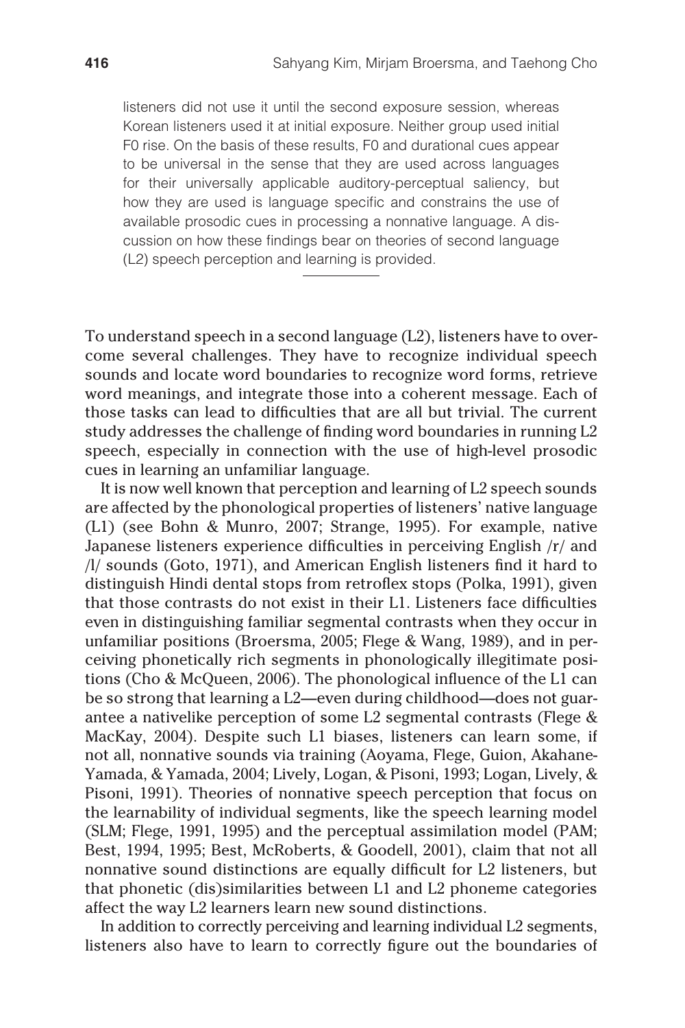listeners did not use it until the second exposure session, whereas Korean listeners used it at initial exposure. Neither group used initial F0 rise. On the basis of these results, F0 and durational cues appear to be universal in the sense that they are used across languages for their universally applicable auditory-perceptual saliency, but how they are used is language specific and constrains the use of available prosodic cues in processing a nonnative language. A discussion on how these findings bear on theories of second language (L2) speech perception and learning is provided.

---

To understand speech in a second language (L2), listeners have to overcome several challenges. They have to recognize individual speech sounds and locate word boundaries to recognize word forms, retrieve word meanings, and integrate those into a coherent message. Each of those tasks can lead to difficulties that are all but trivial. The current study addresses the challenge of finding word boundaries in running L2 speech, especially in connection with the use of high-level prosodic cues in learning an unfamiliar language.

It is now well known that perception and learning of L2 speech sounds are affected by the phonological properties of listeners' native language (L1) (see Bohn & Munro, 2007; Strange, 1995). For example, native Japanese listeners experience difficulties in perceiving English /r/ and /l/ sounds (Goto, 1971), and American English listeners find it hard to distinguish Hindi dental stops from retroflex stops (Polka, 1991), given that those contrasts do not exist in their L1. Listeners face difficulties even in distinguishing familiar segmental contrasts when they occur in unfamiliar positions (Broersma, 2005; Flege & Wang, 1989), and in perceiving phonetically rich segments in phonologically illegitimate positions (Cho & McQueen, 2006). The phonological influence of the L1 can be so strong that learning a L2—even during childhood—does not guarantee a nativelike perception of some L2 segmental contrasts (Flege & MacKay, 2004). Despite such L1 biases, listeners can learn some, if not all, nonnative sounds via training (Aoyama, Flege, Guion, Akahane-Yamada, & Yamada, 2004; Lively, Logan, & Pisoni, 1993; Logan, Lively, & Pisoni, 1991). Theories of nonnative speech perception that focus on the learnability of individual segments, like the speech learning model (SLM; Flege, 1991, 1995) and the perceptual assimilation model (PAM; Best, 1994, 1995; Best, McRoberts, & Goodell, 2001), claim that not all nonnative sound distinctions are equally difficult for L2 listeners, but that phonetic (dis)similarities between L1 and L2 phoneme categories affect the way L2 learners learn new sound distinctions.

In addition to correctly perceiving and learning individual L2 segments, listeners also have to learn to correctly figure out the boundaries of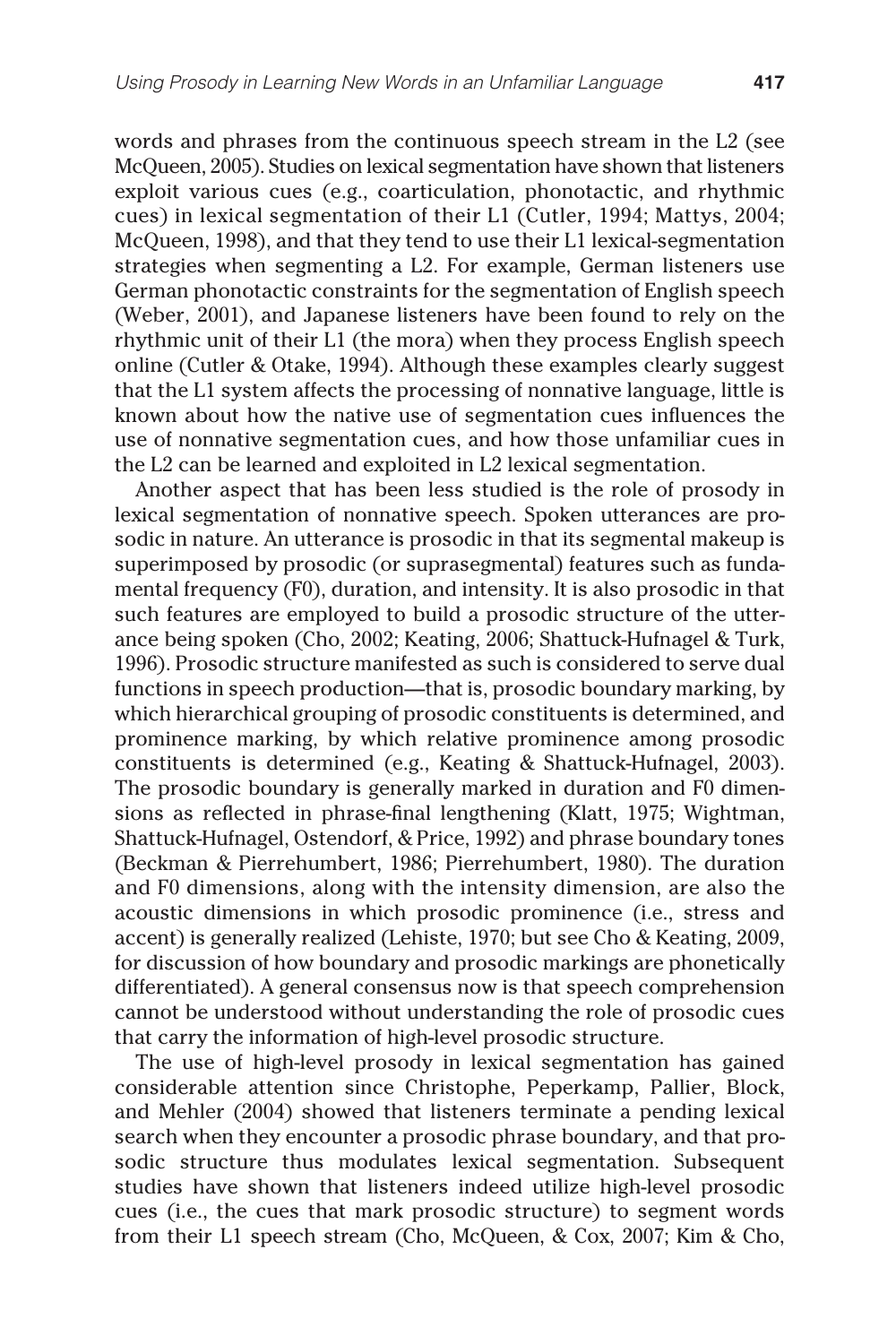words and phrases from the continuous speech stream in the L2 (see McQueen, 2005). Studies on lexical segmentation have shown that listeners exploit various cues (e.g., coarticulation, phonotactic, and rhythmic cues) in lexical segmentation of their L1 (Cutler, 1994; Mattys, 2004; McQueen, 1998), and that they tend to use their L1 lexical-segmentation strategies when segmenting a L2. For example, German listeners use German phonotactic constraints for the segmentation of English speech (Weber, 2001), and Japanese listeners have been found to rely on the rhythmic unit of their L1 (the mora) when they process English speech online (Cutler & Otake, 1994). Although these examples clearly suggest that the L1 system affects the processing of nonnative language, little is known about how the native use of segmentation cues influences the use of nonnative segmentation cues, and how those unfamiliar cues in the L2 can be learned and exploited in L2 lexical segmentation.

Another aspect that has been less studied is the role of prosody in lexical segmentation of nonnative speech. Spoken utterances are prosodic in nature. An utterance is prosodic in that its segmental makeup is superimposed by prosodic (or suprasegmental) features such as fundamental frequency (F0), duration, and intensity. It is also prosodic in that such features are employed to build a prosodic structure of the utterance being spoken (Cho, 2002; Keating, 2006; Shattuck-Hufnagel & Turk, 1996). Prosodic structure manifested as such is considered to serve dual functions in speech production—that is, prosodic boundary marking, by which hierarchical grouping of prosodic constituents is determined, and prominence marking, by which relative prominence among prosodic constituents is determined (e.g., Keating & Shattuck-Hufnagel, 2003). The prosodic boundary is generally marked in duration and F0 dimensions as reflected in phrase-final lengthening (Klatt, 1975; Wightman, Shattuck-Hufnagel, Ostendorf, & Price, 1992) and phrase boundary tones (Beckman & Pierrehumbert, 1986; Pierrehumbert, 1980). The duration and F0 dimensions, along with the intensity dimension, are also the acoustic dimensions in which prosodic prominence (i.e., stress and accent) is generally realized (Lehiste, 1970; but see Cho & Keating, 2009, for discussion of how boundary and prosodic markings are phonetically differentiated). A general consensus now is that speech comprehension cannot be understood without understanding the role of prosodic cues that carry the information of high-level prosodic structure.

The use of high-level prosody in lexical segmentation has gained considerable attention since Christophe, Peperkamp, Pallier, Block, and Mehler (2004) showed that listeners terminate a pending lexical search when they encounter a prosodic phrase boundary, and that prosodic structure thus modulates lexical segmentation. Subsequent studies have shown that listeners indeed utilize high-level prosodic cues (i.e., the cues that mark prosodic structure) to segment words from their L1 speech stream (Cho, McQueen, & Cox, 2007; Kim & Cho,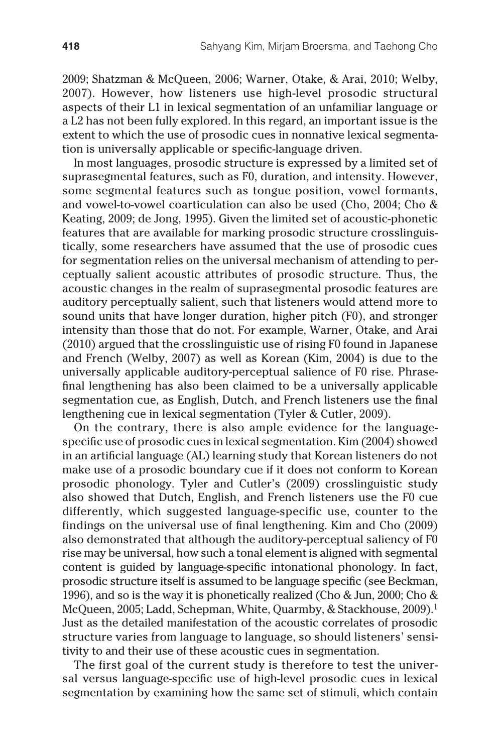2009; Shatzman & McQueen, 2006; Warner, Otake, & Arai, 2010; Welby, 2007). However, how listeners use high-level prosodic structural aspects of their L1 in lexical segmentation of an unfamiliar language or a L2 has not been fully explored. In this regard, an important issue is the extent to which the use of prosodic cues in nonnative lexical segmentation is universally applicable or specific-language driven.

In most languages, prosodic structure is expressed by a limited set of suprasegmental features, such as F0, duration, and intensity. However, some segmental features such as tongue position, vowel formants, and vowel-to-vowel coarticulation can also be used (Cho, 2004; Cho & Keating, 2009; de Jong, 1995). Given the limited set of acoustic-phonetic features that are available for marking prosodic structure crosslinguistically, some researchers have assumed that the use of prosodic cues for segmentation relies on the universal mechanism of attending to perceptually salient acoustic attributes of prosodic structure. Thus, the acoustic changes in the realm of suprasegmental prosodic features are auditory perceptually salient, such that listeners would attend more to sound units that have longer duration, higher pitch (F0), and stronger intensity than those that do not. For example, Warner, Otake, and Arai (2010) argued that the crosslinguistic use of rising F0 found in Japanese and French (Welby, 2007) as well as Korean (Kim, 2004) is due to the universally applicable auditory-perceptual salience of F0 rise. Phrase-final lengthening has also been claimed to be a universally applicable segmentation cue, as English, Dutch, and French listeners use the final lengthening cue in lexical segmentation (Tyler & Cutler, 2009).

On the contrary, there is also ample evidence for the language-specific use of prosodic cues in lexical segmentation. Kim (2004) showed in an artificial language (AL) learning study that Korean listeners do not make use of a prosodic boundary cue if it does not conform to Korean prosodic phonology. Tyler and Cutler's (2009) crosslinguistic study also showed that Dutch, English, and French listeners use the F0 cue differently, which suggested language-specific use, counter to the findings on the universal use of final lengthening. Kim and Cho (2009) also demonstrated that although the auditory-perceptual saliency of F0 rise may be universal, how such a tonal element is aligned with segmental content is guided by language-specific intonational phonology. In fact, prosodic structure itself is assumed to be language specific (see Beckman, 1996), and so is the way it is phonetically realized (Cho & Jun, 2000; Cho & McQueen, 2005; Ladd, Schepman, White, Quarmby, & Stackhouse, 2009).[1] Just as the detailed manifestation of the acoustic correlates of prosodic structure varies from language to language, so should listeners' sensitivity to and their use of these acoustic cues in segmentation.

The first goal of the current study is therefore to test the universal versus language-specific use of high-level prosodic cues in lexical segmentation by examining how the same set of stimuli, which contain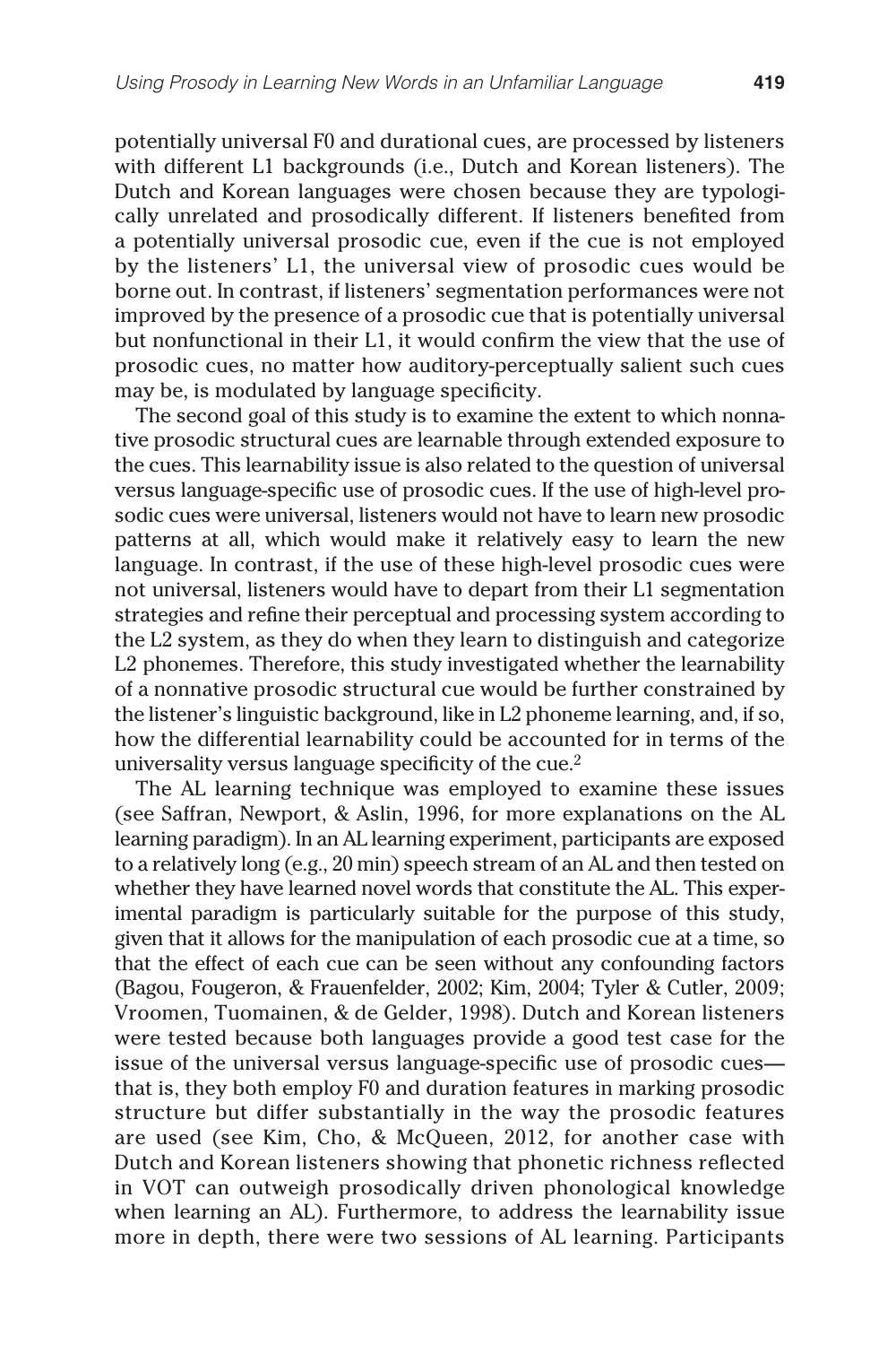potentially universal F0 and durational cues, are processed by listeners with different L1 backgrounds (i.e., Dutch and Korean listeners). The Dutch and Korean languages were chosen because they are typologically unrelated and prosodically different. If listeners benefited from a potentially universal prosodic cue, even if the cue is not employed by the listeners' L1, the universal view of prosodic cues would be borne out. In contrast, if listeners' segmentation performances were not improved by the presence of a prosodic cue that is potentially universal but nonfunctional in their L1, it would confirm the view that the use of prosodic cues, no matter how auditory-perceptually salient such cues may be, is modulated by language specificity.

The second goal of this study is to examine the extent to which nonnative prosodic structural cues are learnable through extended exposure to the cues. This learnability issue is also related to the question of universal versus language-specific use of prosodic cues. If the use of high-level prosodic cues were universal, listeners would not have to learn new prosodic patterns at all, which would make it relatively easy to learn the new language. In contrast, if the use of these high-level prosodic cues were not universal, listeners would have to depart from their L1 segmentation strategies and refine their perceptual and processing system according to the L2 system, as they do when they learn to distinguish and categorize L2 phonemes. Therefore, this study investigated whether the learnability of a nonnative prosodic structural cue would be further constrained by the listener's linguistic background, like in L2 phoneme learning, and, if so, how the differential learnability could be accounted for in terms of the universality versus language specificity of the cue.[2]

The AL learning technique was employed to examine these issues (see Saffran, Newport, & Aslin, 1996, for more explanations on the AL learning paradigm). In an AL learning experiment, participants are exposed to a relatively long (e.g., 20 min) speech stream of an AL and then tested on whether they have learned novel words that constitute the AL. This experimental paradigm is particularly suitable for the purpose of this study, given that it allows for the manipulation of each prosodic cue at a time, so that the effect of each cue can be seen without any confounding factors (Bagou, Fougeron, & Frauenfelder, 2002; Kim, 2004; Tyler & Cutler, 2009; Vroomen, Tuomainen, & de Gelder, 1998). Dutch and Korean listeners were tested because both languages provide a good test case for the issue of the universal versus language-specific use of prosodic cues—that is, they both employ F0 and duration features in marking prosodic structure but differ substantially in the way the prosodic features are used (see Kim, Cho, & McQueen, 2012, for another case with Dutch and Korean listeners showing that phonetic richness reflected in VOT can outweigh prosodically driven phonological knowledge when learning an AL). Furthermore, to address the learnability issue more in depth, there were two sessions of AL learning. Participants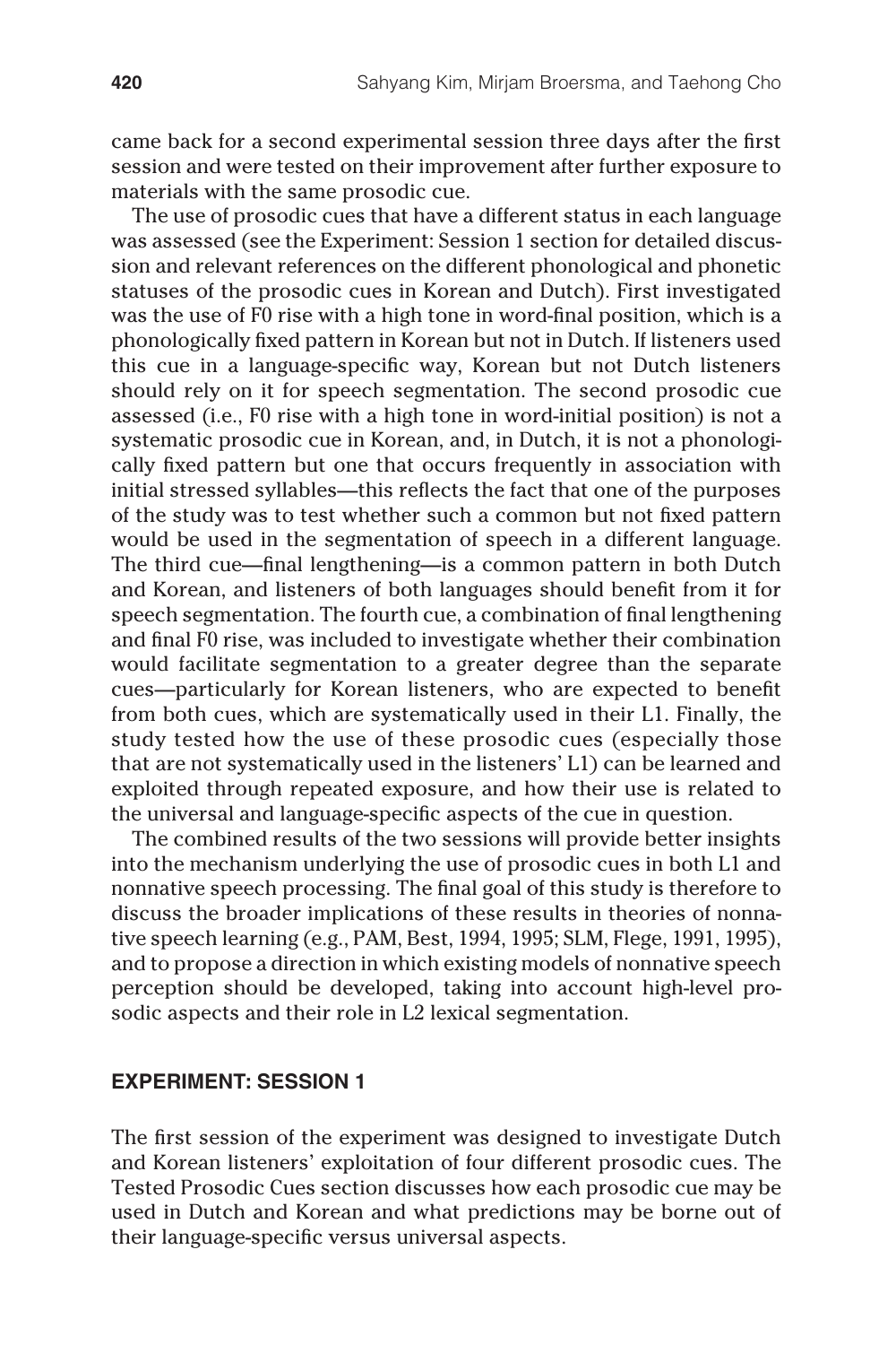came back for a second experimental session three days after the first session and were tested on their improvement after further exposure to materials with the same prosodic cue.

The use of prosodic cues that have a different status in each language was assessed (see the Experiment: Session 1 section for detailed discussion and relevant references on the different phonological and phonetic statuses of the prosodic cues in Korean and Dutch). First investigated was the use of F0 rise with a high tone in word-final position, which is a phonologically fixed pattern in Korean but not in Dutch. If listeners used this cue in a language-specific way, Korean but not Dutch listeners should rely on it for speech segmentation. The second prosodic cue assessed (i.e., F0 rise with a high tone in word-initial position) is not a systematic prosodic cue in Korean, and, in Dutch, it is not a phonologically fixed pattern but one that occurs frequently in association with initial stressed syllables—this reflects the fact that one of the purposes of the study was to test whether such a common but not fixed pattern would be used in the segmentation of speech in a different language. The third cue—final lengthening—is a common pattern in both Dutch and Korean, and listeners of both languages should benefit from it for speech segmentation. The fourth cue, a combination of final lengthening and final F0 rise, was included to investigate whether their combination would facilitate segmentation to a greater degree than the separate cues—particularly for Korean listeners, who are expected to benefit from both cues, which are systematically used in their L1. Finally, the study tested how the use of these prosodic cues (especially those that are not systematically used in the listeners' L1) can be learned and exploited through repeated exposure, and how their use is related to the universal and language-specific aspects of the cue in question.

The combined results of the two sessions will provide better insights into the mechanism underlying the use of prosodic cues in both L1 and nonnative speech processing. The final goal of this study is therefore to discuss the broader implications of these results in theories of nonnative speech learning (e.g., PAM, Best, 1994, 1995; SLM, Flege, 1991, 1995), and to propose a direction in which existing models of nonnative speech perception should be developed, taking into account high-level prosodic aspects and their role in L2 lexical segmentation.

## EXPERIMENT: SESSION 1

The first session of the experiment was designed to investigate Dutch and Korean listeners' exploitation of four different prosodic cues. The Tested Prosodic Cues section discusses how each prosodic cue may be used in Dutch and Korean and what predictions may be borne out of their language-specific versus universal aspects.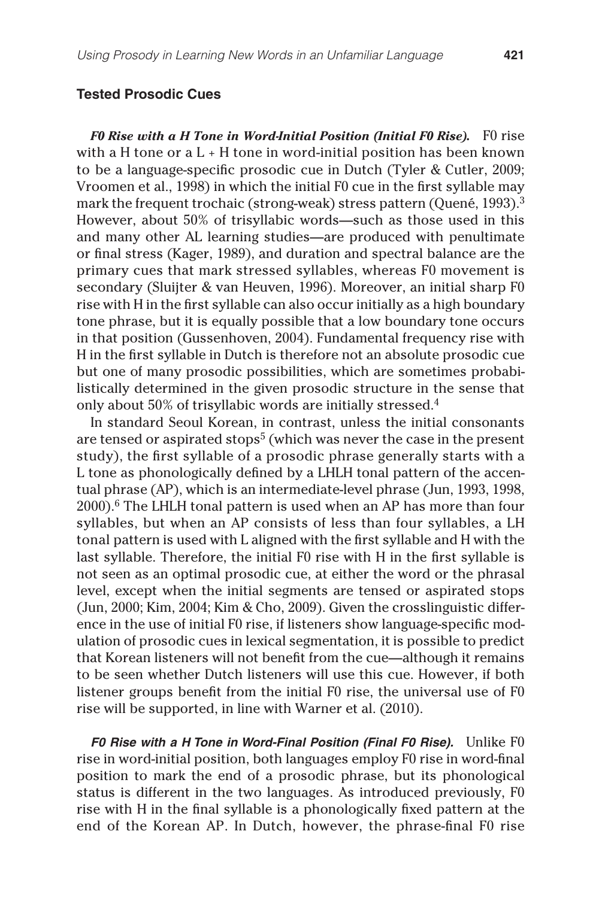### Tested Prosodic Cues

***F0 Rise with a H Tone in Word-Initial Position (Initial F0 Rise).*** F0 rise with a H tone or a L + H tone in word-initial position has been known to be a language-specific prosodic cue in Dutch (Tyler & Cutler, 2009; Vroomen et al., 1998) in which the initial F0 cue in the first syllable may mark the frequent trochaic (strong-weak) stress pattern (Quené, 1993).[3] However, about 50% of trisyllabic words—such as those used in this and many other AL learning studies—are produced with penultimate or final stress (Kager, 1989), and duration and spectral balance are the primary cues that mark stressed syllables, whereas F0 movement is secondary (Sluijter & van Heuven, 1996). Moreover, an initial sharp F0 rise with H in the first syllable can also occur initially as a high boundary tone phrase, but it is equally possible that a low boundary tone occurs in that position (Gussenhoven, 2004). Fundamental frequency rise with H in the first syllable in Dutch is therefore not an absolute prosodic cue but one of many prosodic possibilities, which are sometimes probabilistically determined in the given prosodic structure in the sense that only about 50% of trisyllabic words are initially stressed.[4]

In standard Seoul Korean, in contrast, unless the initial consonants are tensed or aspirated stops[5] (which was never the case in the present study), the first syllable of a prosodic phrase generally starts with a L tone as phonologically defined by a LHLH tonal pattern of the accentual phrase (AP), which is an intermediate-level phrase (Jun, 1993, 1998, 2000).[6] The LHLH tonal pattern is used when an AP has more than four syllables, but when an AP consists of less than four syllables, a LH tonal pattern is used with L aligned with the first syllable and H with the last syllable. Therefore, the initial F0 rise with H in the first syllable is not seen as an optimal prosodic cue, at either the word or the phrasal level, except when the initial segments are tensed or aspirated stops (Jun, 2000; Kim, 2004; Kim & Cho, 2009). Given the crosslinguistic difference in the use of initial F0 rise, if listeners show language-specific modulation of prosodic cues in lexical segmentation, it is possible to predict that Korean listeners will not benefit from the cue—although it remains to be seen whether Dutch listeners will use this cue. However, if both listener groups benefit from the initial F0 rise, the universal use of F0 rise will be supported, in line with Warner et al. (2010).

***F0 Rise with a H Tone in Word-Final Position (Final F0 Rise).*** Unlike F0 rise in word-initial position, both languages employ F0 rise in word-final position to mark the end of a prosodic phrase, but its phonological status is different in the two languages. As introduced previously, F0 rise with H in the final syllable is a phonologically fixed pattern at the end of the Korean AP. In Dutch, however, the phrase-final F0 rise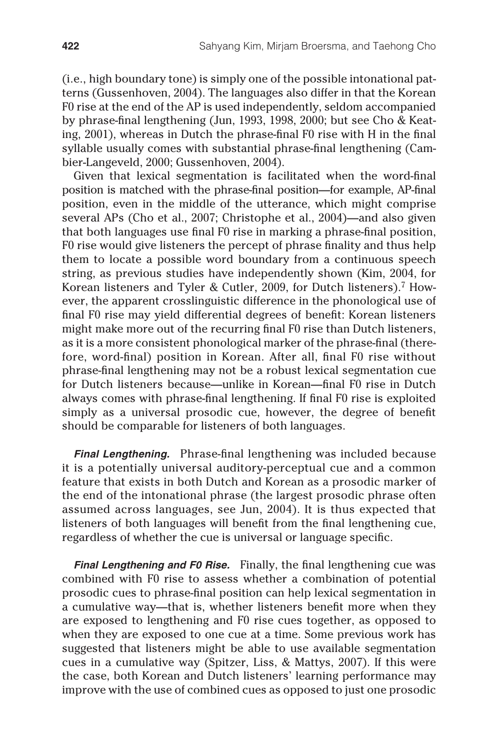(i.e., high boundary tone) is simply one of the possible intonational patterns (Gussenhoven, 2004). The languages also differ in that the Korean F0 rise at the end of the AP is used independently, seldom accompanied by phrase-final lengthening (Jun, 1993, 1998, 2000; but see Cho & Keating, 2001), whereas in Dutch the phrase-final F0 rise with H in the final syllable usually comes with substantial phrase-final lengthening (Cambier-Langeveld, 2000; Gussenhoven, 2004).

Given that lexical segmentation is facilitated when the word-final position is matched with the phrase-final position—for example, AP-final position, even in the middle of the utterance, which might comprise several APs (Cho et al., 2007; Christophe et al., 2004)—and also given that both languages use final F0 rise in marking a phrase-final position, F0 rise would give listeners the percept of phrase finality and thus help them to locate a possible word boundary from a continuous speech string, as previous studies have independently shown (Kim, 2004, for Korean listeners and Tyler & Cutler, 2009, for Dutch listeners).[7] However, the apparent crosslinguistic difference in the phonological use of final F0 rise may yield differential degrees of benefit: Korean listeners might make more out of the recurring final F0 rise than Dutch listeners, as it is a more consistent phonological marker of the phrase-final (therefore, word-final) position in Korean. After all, final F0 rise without phrase-final lengthening may not be a robust lexical segmentation cue for Dutch listeners because—unlike in Korean—final F0 rise in Dutch always comes with phrase-final lengthening. If final F0 rise is exploited simply as a universal prosodic cue, however, the degree of benefit should be comparable for listeners of both languages.

***Final Lengthening.*** Phrase-final lengthening was included because it is a potentially universal auditory-perceptual cue and a common feature that exists in both Dutch and Korean as a prosodic marker of the end of the intonational phrase (the largest prosodic phrase often assumed across languages, see Jun, 2004). It is thus expected that listeners of both languages will benefit from the final lengthening cue, regardless of whether the cue is universal or language specific.

***Final Lengthening and F0 Rise.*** Finally, the final lengthening cue was combined with F0 rise to assess whether a combination of potential prosodic cues to phrase-final position can help lexical segmentation in a cumulative way—that is, whether listeners benefit more when they are exposed to lengthening and F0 rise cues together, as opposed to when they are exposed to one cue at a time. Some previous work has suggested that listeners might be able to use available segmentation cues in a cumulative way (Spitzer, Liss, & Mattys, 2007). If this were the case, both Korean and Dutch listeners' learning performance may improve with the use of combined cues as opposed to just one prosodic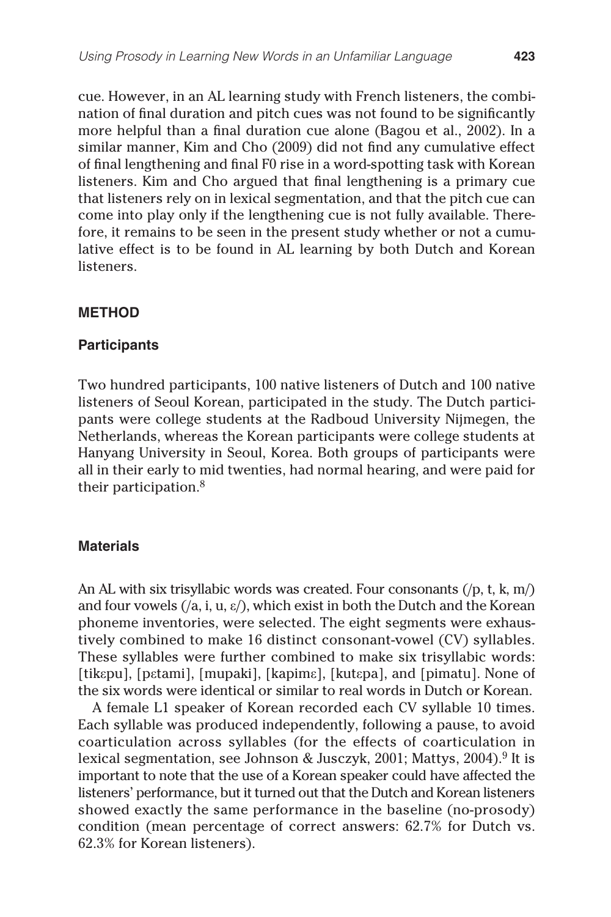cue. However, in an AL learning study with French listeners, the combination of final duration and pitch cues was not found to be significantly more helpful than a final duration cue alone (Bagou et al., 2002). In a similar manner, Kim and Cho (2009) did not find any cumulative effect of final lengthening and final F0 rise in a word-spotting task with Korean listeners. Kim and Cho argued that final lengthening is a primary cue that listeners rely on in lexical segmentation, and that the pitch cue can come into play only if the lengthening cue is not fully available. Therefore, it remains to be seen in the present study whether or not a cumulative effect is to be found in AL learning by both Dutch and Korean listeners.

## METHOD

### Participants

Two hundred participants, 100 native listeners of Dutch and 100 native listeners of Seoul Korean, participated in the study. The Dutch participants were college students at the Radboud University Nijmegen, the Netherlands, whereas the Korean participants were college students at Hanyang University in Seoul, Korea. Both groups of participants were all in their early to mid twenties, had normal hearing, and were paid for their participation.[8]

### Materials

An AL with six trisyllabic words was created. Four consonants (/p, t, k, m/) and four vowels (/a, i, u, ɛ/), which exist in both the Dutch and the Korean phoneme inventories, were selected. The eight segments were exhaustively combined to make 16 distinct consonant-vowel (CV) syllables. These syllables were further combined to make six trisyllabic words: [tikɛpu], [pɛtami], [mupaki], [kapimɛ], [kutɛpa], and [pimatu]. None of the six words were identical or similar to real words in Dutch or Korean.

A female L1 speaker of Korean recorded each CV syllable 10 times. Each syllable was produced independently, following a pause, to avoid coarticulation across syllables (for the effects of coarticulation in lexical segmentation, see Johnson & Jusczyk, 2001; Mattys, 2004).[9] It is important to note that the use of a Korean speaker could have affected the listeners' performance, but it turned out that the Dutch and Korean listeners showed exactly the same performance in the baseline (no-prosody) condition (mean percentage of correct answers: 62.7% for Dutch vs. 62.3% for Korean listeners).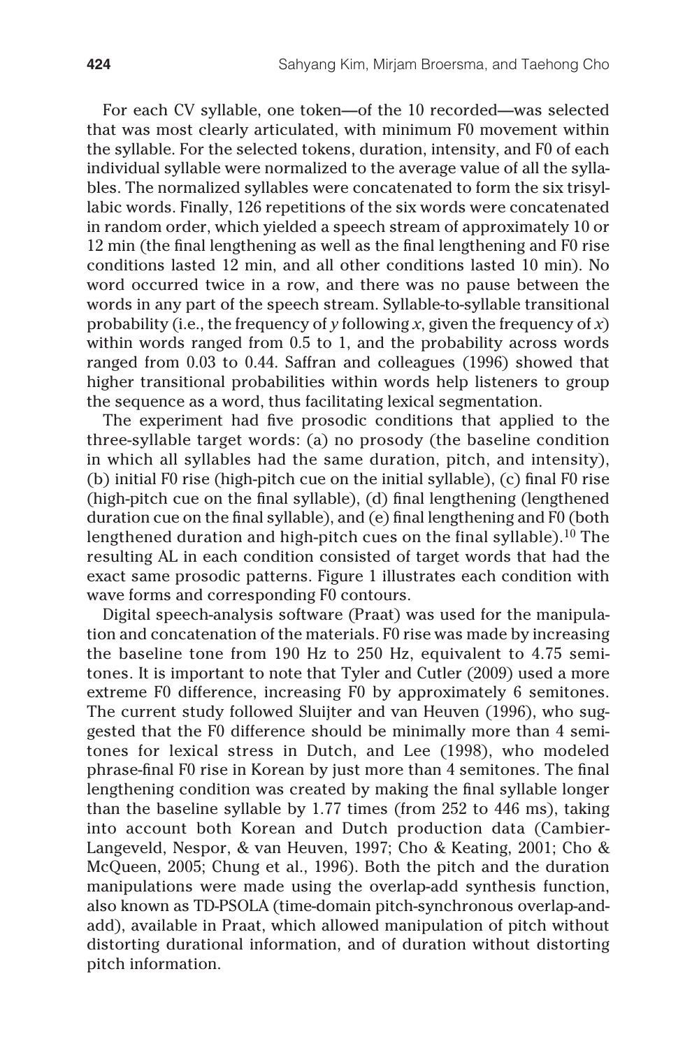For each CV syllable, one token—of the 10 recorded—was selected that was most clearly articulated, with minimum F0 movement within the syllable. For the selected tokens, duration, intensity, and F0 of each individual syllable were normalized to the average value of all the syllables. The normalized syllables were concatenated to form the six trisyllabic words. Finally, 126 repetitions of the six words were concatenated in random order, which yielded a speech stream of approximately 10 or 12 min (the final lengthening as well as the final lengthening and F0 rise conditions lasted 12 min, and all other conditions lasted 10 min). No word occurred twice in a row, and there was no pause between the words in any part of the speech stream. Syllable-to-syllable transitional probability (i.e., the frequency of *y* following *x*, given the frequency of *x*) within words ranged from 0.5 to 1, and the probability across words ranged from 0.03 to 0.44. Saffran and colleagues (1996) showed that higher transitional probabilities within words help listeners to group the sequence as a word, thus facilitating lexical segmentation.

The experiment had five prosodic conditions that applied to the three-syllable target words: (a) no prosody (the baseline condition in which all syllables had the same duration, pitch, and intensity), (b) initial F0 rise (high-pitch cue on the initial syllable), (c) final F0 rise (high-pitch cue on the final syllable), (d) final lengthening (lengthened duration cue on the final syllable), and (e) final lengthening and F0 (both lengthened duration and high-pitch cues on the final syllable).[10] The resulting AL in each condition consisted of target words that had the exact same prosodic patterns. Figure 1 illustrates each condition with wave forms and corresponding F0 contours.

Digital speech-analysis software (Praat) was used for the manipulation and concatenation of the materials. F0 rise was made by increasing the baseline tone from 190 Hz to 250 Hz, equivalent to 4.75 semitones. It is important to note that Tyler and Cutler (2009) used a more extreme F0 difference, increasing F0 by approximately 6 semitones. The current study followed Sluijter and van Heuven (1996), who suggested that the F0 difference should be minimally more than 4 semitones for lexical stress in Dutch, and Lee (1998), who modeled phrase-final F0 rise in Korean by just more than 4 semitones. The final lengthening condition was created by making the final syllable longer than the baseline syllable by 1.77 times (from 252 to 446 ms), taking into account both Korean and Dutch production data (Cambier-Langeveld, Nespor, & van Heuven, 1997; Cho & Keating, 2001; Cho & McQueen, 2005; Chung et al., 1996). Both the pitch and the duration manipulations were made using the overlap-add synthesis function, also known as TD-PSOLA (time-domain pitch-synchronous overlap-and-add), available in Praat, which allowed manipulation of pitch without distorting durational information, and of duration without distorting pitch information.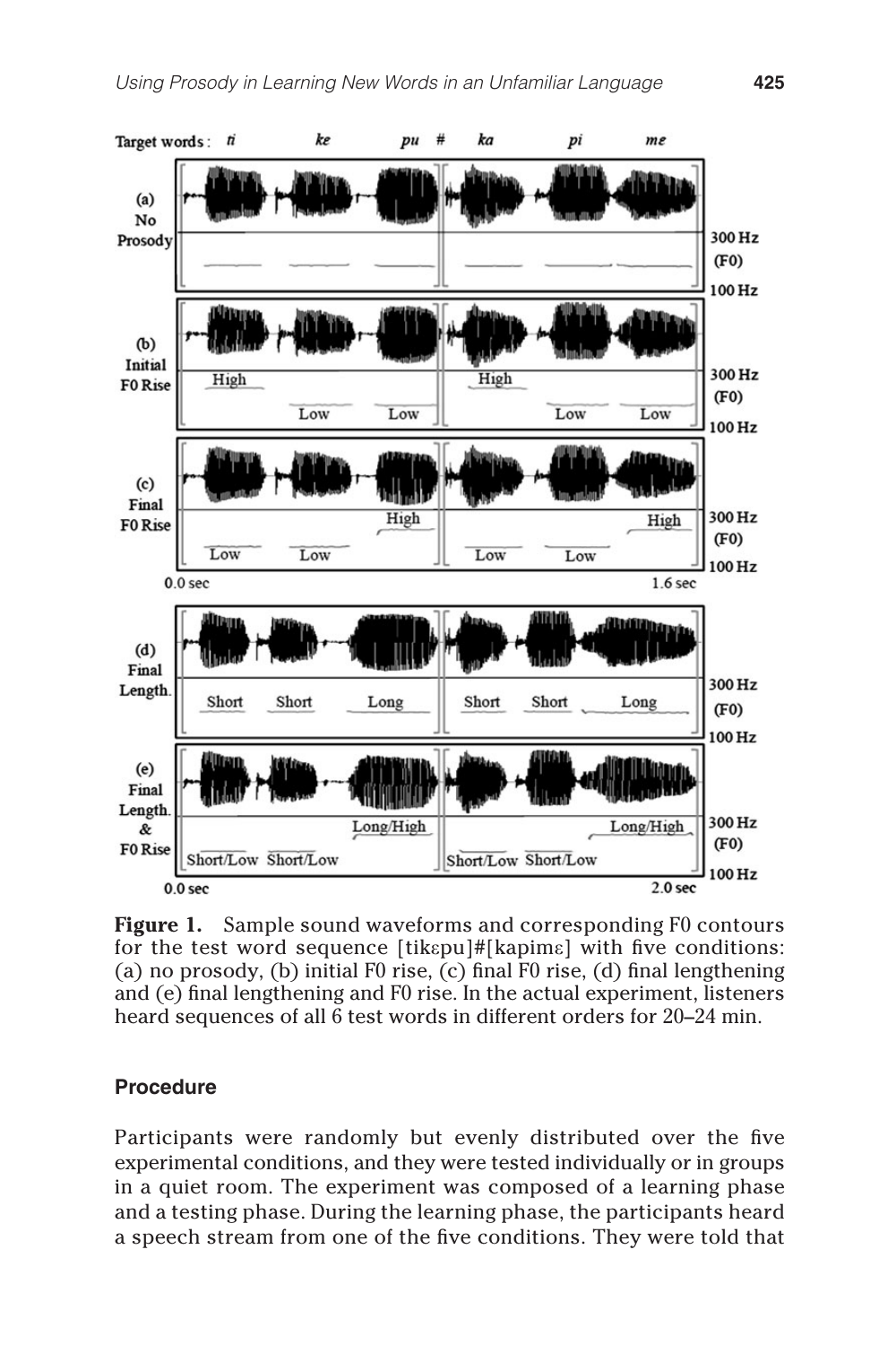**Figure 1.** Sample sound waveforms and corresponding F0 contours for the test word sequence [tikɛpu]#[kapimɛ] with five conditions: (a) no prosody, (b) initial F0 rise, (c) final F0 rise, (d) final lengthening and (e) final lengthening and F0 rise. In the actual experiment, listeners heard sequences of all 6 test words in different orders for 20–24 min.

### Procedure

Participants were randomly but evenly distributed over the five experimental conditions, and they were tested individually or in groups in a quiet room. The experiment was composed of a learning phase and a testing phase. During the learning phase, the participants heard a speech stream from one of the five conditions. They were told that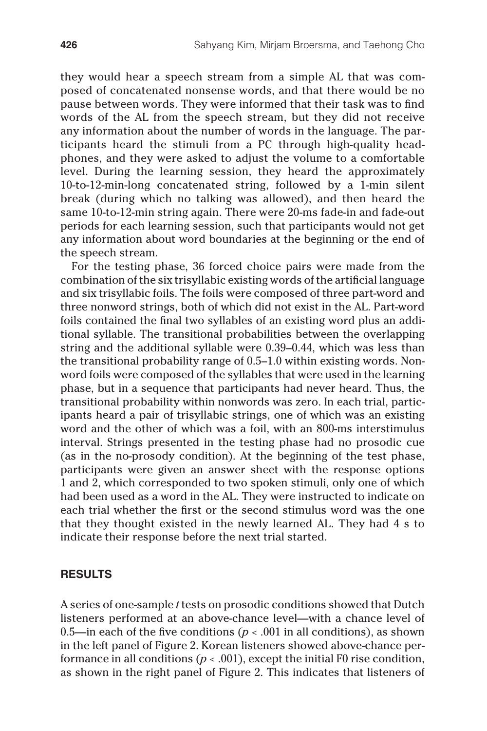they would hear a speech stream from a simple AL that was composed of concatenated nonsense words, and that there would be no pause between words. They were informed that their task was to find words of the AL from the speech stream, but they did not receive any information about the number of words in the language. The participants heard the stimuli from a PC through high-quality headphones, and they were asked to adjust the volume to a comfortable level. During the learning session, they heard the approximately 10-to-12-min-long concatenated string, followed by a 1-min silent break (during which no talking was allowed), and then heard the same 10-to-12-min string again. There were 20-ms fade-in and fade-out periods for each learning session, such that participants would not get any information about word boundaries at the beginning or the end of the speech stream.

For the testing phase, 36 forced choice pairs were made from the combination of the six trisyllabic existing words of the artificial language and six trisyllabic foils. The foils were composed of three part-word and three nonword strings, both of which did not exist in the AL. Part-word foils contained the final two syllables of an existing word plus an additional syllable. The transitional probabilities between the overlapping string and the additional syllable were 0.39–0.44, which was less than the transitional probability range of 0.5–1.0 within existing words. Nonword foils were composed of the syllables that were used in the learning phase, but in a sequence that participants had never heard. Thus, the transitional probability within nonwords was zero. In each trial, participants heard a pair of trisyllabic strings, one of which was an existing word and the other of which was a foil, with an 800-ms interstimulus interval. Strings presented in the testing phase had no prosodic cue (as in the no-prosody condition). At the beginning of the test phase, participants were given an answer sheet with the response options 1 and 2, which corresponded to two spoken stimuli, only one of which had been used as a word in the AL. They were instructed to indicate on each trial whether the first or the second stimulus word was the one that they thought existed in the newly learned AL. They had 4 s to indicate their response before the next trial started.

## RESULTS

A series of one-sample *t* tests on prosodic conditions showed that Dutch listeners performed at an above-chance level—with a chance level of 0.5—in each of the five conditions ($p < .001$ in all conditions), as shown in the left panel of Figure 2. Korean listeners showed above-chance performance in all conditions ($p < .001$), except the initial F0 rise condition, as shown in the right panel of Figure 2. This indicates that listeners of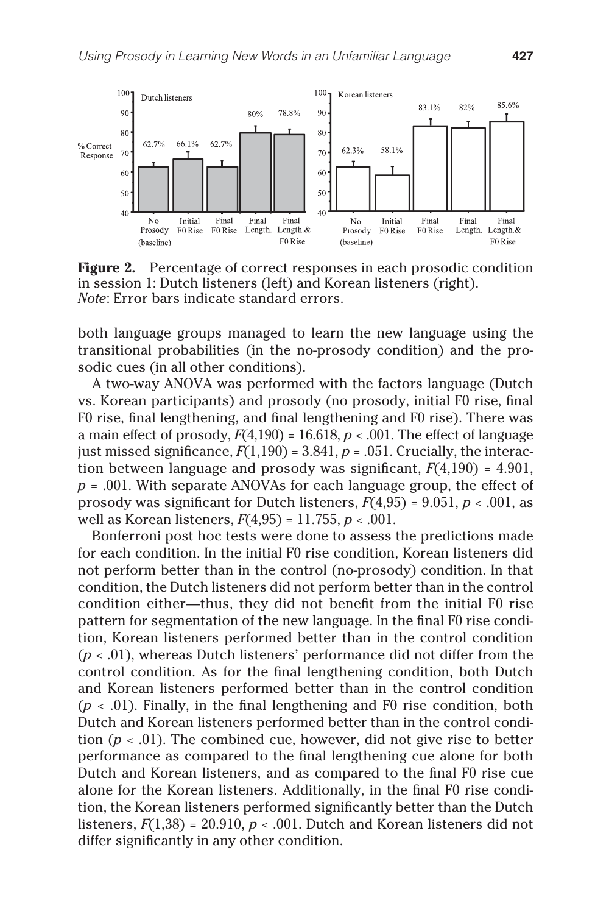**Figure 2.** Percentage of correct responses in each prosodic condition in session 1: Dutch listeners (left) and Korean listeners (right). *Note*: Error bars indicate standard errors.

both language groups managed to learn the new language using the transitional probabilities (in the no-prosody condition) and the prosodic cues (in all other conditions).

A two-way ANOVA was performed with the factors language (Dutch vs. Korean participants) and prosody (no prosody, initial F0 rise, final F0 rise, final lengthening, and final lengthening and F0 rise). There was a main effect of prosody, $F(4,190) = 16.618$, $p < .001$. The effect of language just missed significance, $F(1,190) = 3.841$, $p = .051$. Crucially, the interaction between language and prosody was significant, $F(4,190) = 4.901$, $p = .001$. With separate ANOVAs for each language group, the effect of prosody was significant for Dutch listeners, $F(4,95) = 9.051$, $p < .001$, as well as Korean listeners, $F(4,95) = 11.755$, $p < .001$.

Bonferroni post hoc tests were done to assess the predictions made for each condition. In the initial F0 rise condition, Korean listeners did not perform better than in the control (no-prosody) condition. In that condition, the Dutch listeners did not perform better than in the control condition either—thus, they did not benefit from the initial F0 rise pattern for segmentation of the new language. In the final F0 rise condition, Korean listeners performed better than in the control condition ($p < .01$), whereas Dutch listeners' performance did not differ from the control condition. As for the final lengthening condition, both Dutch and Korean listeners performed better than in the control condition ($p < .01$). Finally, in the final lengthening and F0 rise condition, both Dutch and Korean listeners performed better than in the control condition ($p < .01$). The combined cue, however, did not give rise to better performance as compared to the final lengthening cue alone for both Dutch and Korean listeners, and as compared to the final F0 rise cue alone for the Korean listeners. Additionally, in the final F0 rise condition, the Korean listeners performed significantly better than the Dutch listeners, $F(1,38) = 20.910$, $p < .001$. Dutch and Korean listeners did not differ significantly in any other condition.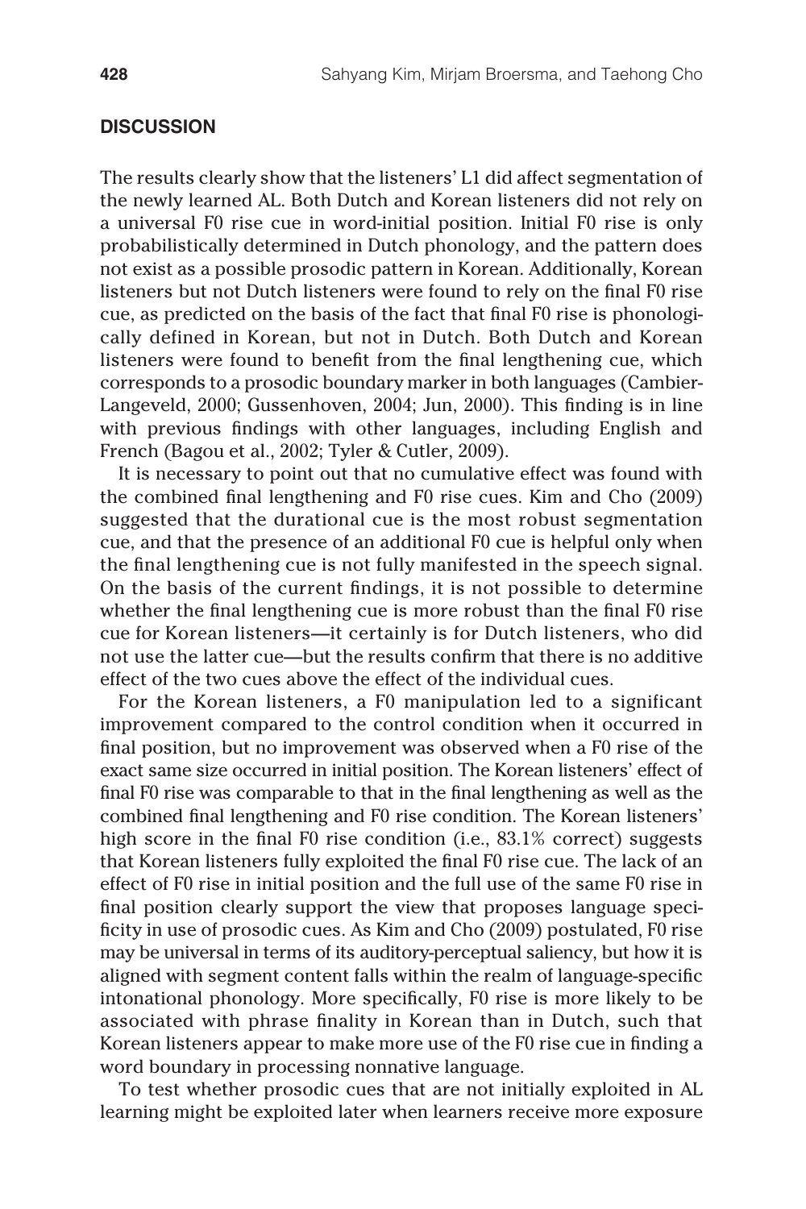## DISCUSSION

The results clearly show that the listeners' L1 did affect segmentation of the newly learned AL. Both Dutch and Korean listeners did not rely on a universal F0 rise cue in word-initial position. Initial F0 rise is only probabilistically determined in Dutch phonology, and the pattern does not exist as a possible prosodic pattern in Korean. Additionally, Korean listeners but not Dutch listeners were found to rely on the final F0 rise cue, as predicted on the basis of the fact that final F0 rise is phonologically defined in Korean, but not in Dutch. Both Dutch and Korean listeners were found to benefit from the final lengthening cue, which corresponds to a prosodic boundary marker in both languages (Cambier-Langeveld, 2000; Gussenhoven, 2004; Jun, 2000). This finding is in line with previous findings with other languages, including English and French (Bagou et al., 2002; Tyler & Cutler, 2009).

It is necessary to point out that no cumulative effect was found with the combined final lengthening and F0 rise cues. Kim and Cho (2009) suggested that the durational cue is the most robust segmentation cue, and that the presence of an additional F0 cue is helpful only when the final lengthening cue is not fully manifested in the speech signal. On the basis of the current findings, it is not possible to determine whether the final lengthening cue is more robust than the final F0 rise cue for Korean listeners—it certainly is for Dutch listeners, who did not use the latter cue—but the results confirm that there is no additive effect of the two cues above the effect of the individual cues.

For the Korean listeners, a F0 manipulation led to a significant improvement compared to the control condition when it occurred in final position, but no improvement was observed when a F0 rise of the exact same size occurred in initial position. The Korean listeners' effect of final F0 rise was comparable to that in the final lengthening as well as the combined final lengthening and F0 rise condition. The Korean listeners' high score in the final F0 rise condition (i.e., 83.1% correct) suggests that Korean listeners fully exploited the final F0 rise cue. The lack of an effect of F0 rise in initial position and the full use of the same F0 rise in final position clearly support the view that proposes language specificity in use of prosodic cues. As Kim and Cho (2009) postulated, F0 rise may be universal in terms of its auditory-perceptual saliency, but how it is aligned with segment content falls within the realm of language-specific intonational phonology. More specifically, F0 rise is more likely to be associated with phrase finality in Korean than in Dutch, such that Korean listeners appear to make more use of the F0 rise cue in finding a word boundary in processing nonnative language.

To test whether prosodic cues that are not initially exploited in AL learning might be exploited later when learners receive more exposure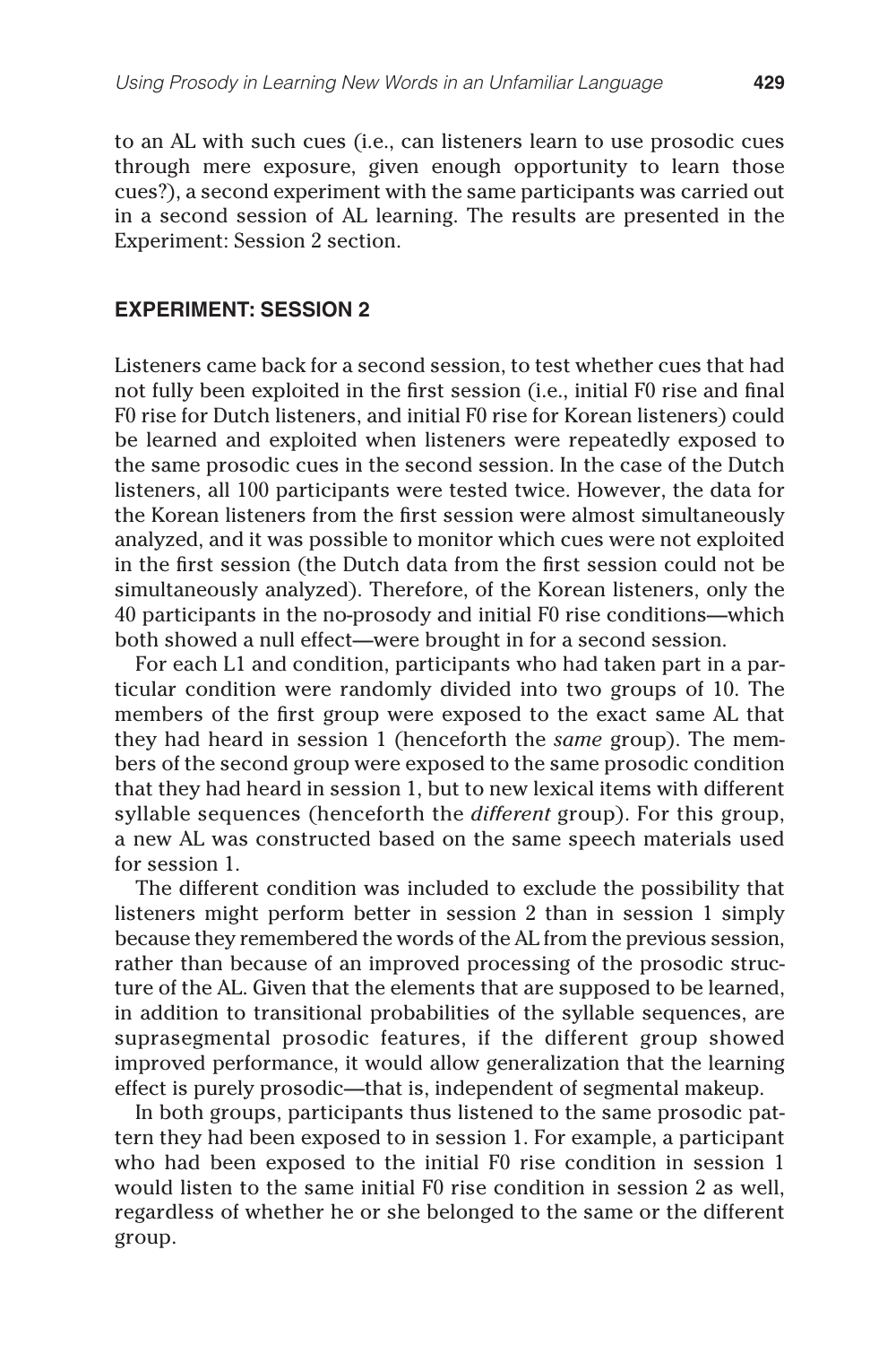to an AL with such cues (i.e., can listeners learn to use prosodic cues through mere exposure, given enough opportunity to learn those cues?), a second experiment with the same participants was carried out in a second session of AL learning. The results are presented in the Experiment: Session 2 section.

## EXPERIMENT: SESSION 2

Listeners came back for a second session, to test whether cues that had not fully been exploited in the first session (i.e., initial F0 rise and final F0 rise for Dutch listeners, and initial F0 rise for Korean listeners) could be learned and exploited when listeners were repeatedly exposed to the same prosodic cues in the second session. In the case of the Dutch listeners, all 100 participants were tested twice. However, the data for the Korean listeners from the first session were almost simultaneously analyzed, and it was possible to monitor which cues were not exploited in the first session (the Dutch data from the first session could not be simultaneously analyzed). Therefore, of the Korean listeners, only the 40 participants in the no-prosody and initial F0 rise conditions—which both showed a null effect—were brought in for a second session.

For each L1 and condition, participants who had taken part in a particular condition were randomly divided into two groups of 10. The members of the first group were exposed to the exact same AL that they had heard in session 1 (henceforth the *same* group). The members of the second group were exposed to the same prosodic condition that they had heard in session 1, but to new lexical items with different syllable sequences (henceforth the *different* group). For this group, a new AL was constructed based on the same speech materials used for session 1.

The different condition was included to exclude the possibility that listeners might perform better in session 2 than in session 1 simply because they remembered the words of the AL from the previous session, rather than because of an improved processing of the prosodic structure of the AL. Given that the elements that are supposed to be learned, in addition to transitional probabilities of the syllable sequences, are suprasegmental prosodic features, if the different group showed improved performance, it would allow generalization that the learning effect is purely prosodic—that is, independent of segmental makeup.

In both groups, participants thus listened to the same prosodic pattern they had been exposed to in session 1. For example, a participant who had been exposed to the initial F0 rise condition in session 1 would listen to the same initial F0 rise condition in session 2 as well, regardless of whether he or she belonged to the same or the different group.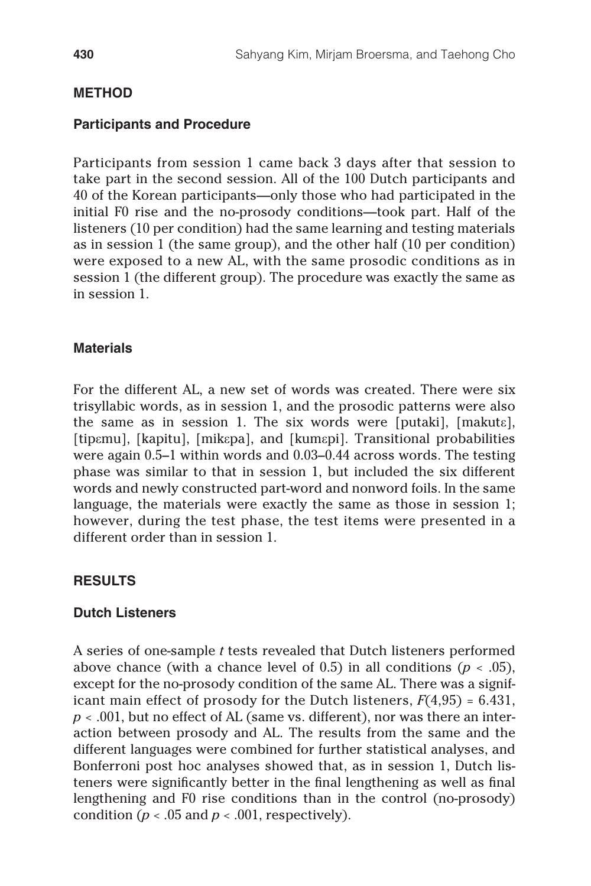## METHOD

### Participants and Procedure

Participants from session 1 came back 3 days after that session to take part in the second session. All of the 100 Dutch participants and 40 of the Korean participants—only those who had participated in the initial F0 rise and the no-prosody conditions—took part. Half of the listeners (10 per condition) had the same learning and testing materials as in session 1 (the same group), and the other half (10 per condition) were exposed to a new AL, with the same prosodic conditions as in session 1 (the different group). The procedure was exactly the same as in session 1.

### Materials

For the different AL, a new set of words was created. There were six trisyllabic words, as in session 1, and the prosodic patterns were also the same as in session 1. The six words were [putaki], [makutɛ], [tipɛmu], [kapitu], [mikɛpa], and [kumɛpi]. Transitional probabilities were again 0.5–1 within words and 0.03–0.44 across words. The testing phase was similar to that in session 1, but included the six different words and newly constructed part-word and nonword foils. In the same language, the materials were exactly the same as those in session 1; however, during the test phase, the test items were presented in a different order than in session 1.

## RESULTS

### Dutch Listeners

A series of one-sample *t* tests revealed that Dutch listeners performed above chance (with a chance level of 0.5) in all conditions ($p < .05$), except for the no-prosody condition of the same AL. There was a significant main effect of prosody for the Dutch listeners, $F(4,95) = 6.431$, $p < .001$, but no effect of AL (same vs. different), nor was there an interaction between prosody and AL. The results from the same and the different languages were combined for further statistical analyses, and Bonferroni post hoc analyses showed that, as in session 1, Dutch listeners were significantly better in the final lengthening as well as final lengthening and F0 rise conditions than in the control (no-prosody) condition ($p < .05$ and $p < .001$, respectively).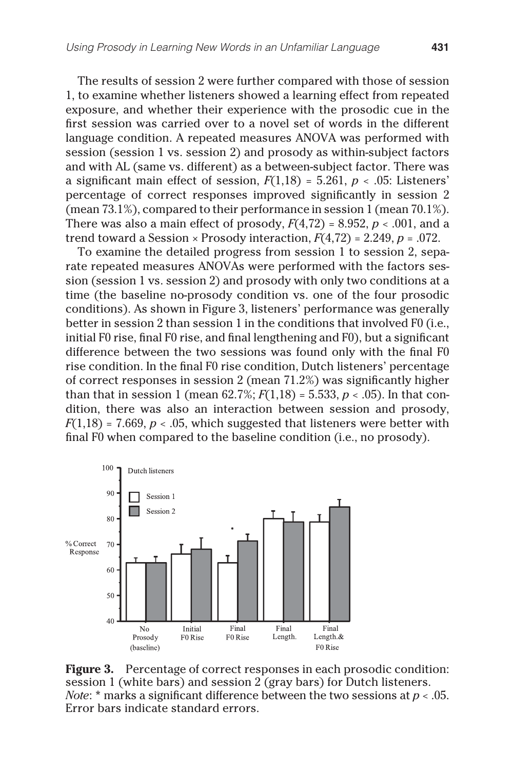The results of session 2 were further compared with those of session 1, to examine whether listeners showed a learning effect from repeated exposure, and whether their experience with the prosodic cue in the first session was carried over to a novel set of words in the different language condition. A repeated measures ANOVA was performed with session (session 1 vs. session 2) and prosody as within-subject factors and with AL (same vs. different) as a between-subject factor. There was a significant main effect of session, $F(1,18) = 5.261$, $p < .05$: Listeners' percentage of correct responses improved significantly in session 2 (mean 73.1%), compared to their performance in session 1 (mean 70.1%). There was also a main effect of prosody, $F(4,72) = 8.952$, $p < .001$, and a trend toward a Session × Prosody interaction, $F(4,72) = 2.249$, $p = .072$.

To examine the detailed progress from session 1 to session 2, separate repeated measures ANOVAs were performed with the factors session (session 1 vs. session 2) and prosody with only two conditions at a time (the baseline no-prosody condition vs. one of the four prosodic conditions). As shown in Figure 3, listeners' performance was generally better in session 2 than session 1 in the conditions that involved F0 (i.e., initial F0 rise, final F0 rise, and final lengthening and F0), but a significant difference between the two sessions was found only with the final F0 rise condition. In the final F0 rise condition, Dutch listeners' percentage of correct responses in session 2 (mean 71.2%) was significantly higher than that in session 1 (mean 62.7%; $F(1,18) = 5.533$, $p < .05$). In that condition, there was also an interaction between session and prosody, $F(1,18) = 7.669$, $p < .05$, which suggested that listeners were better with final F0 when compared to the baseline condition (i.e., no prosody).

**Figure 3.** Percentage of correct responses in each prosodic condition: session 1 (white bars) and session 2 (gray bars) for Dutch listeners. *Note*: * marks a significant difference between the two sessions at $p < .05$. Error bars indicate standard errors.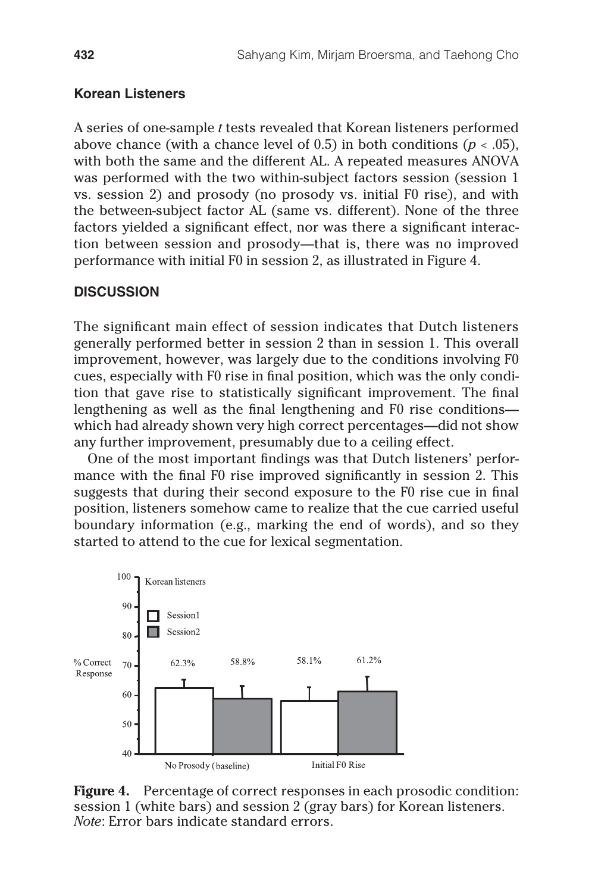### Korean Listeners

A series of one-sample *t* tests revealed that Korean listeners performed above chance (with a chance level of 0.5) in both conditions ($p < .05$), with both the same and the different AL. A repeated measures ANOVA was performed with the two within-subject factors session (session 1 vs. session 2) and prosody (no prosody vs. initial F0 rise), and with the between-subject factor AL (same vs. different). None of the three factors yielded a significant effect, nor was there a significant interaction between session and prosody—that is, there was no improved performance with initial F0 in session 2, as illustrated in Figure 4.

## DISCUSSION

The significant main effect of session indicates that Dutch listeners generally performed better in session 2 than in session 1. This overall improvement, however, was largely due to the conditions involving F0 cues, especially with F0 rise in final position, which was the only condition that gave rise to statistically significant improvement. The final lengthening as well as the final lengthening and F0 rise conditions—which had already shown very high correct percentages—did not show any further improvement, presumably due to a ceiling effect.

One of the most important findings was that Dutch listeners' performance with the final F0 rise improved significantly in session 2. This suggests that during their second exposure to the F0 rise cue in final position, listeners somehow came to realize that the cue carried useful boundary information (e.g., marking the end of words), and so they started to attend to the cue for lexical segmentation.

**Figure 4.** Percentage of correct responses in each prosodic condition: session 1 (white bars) and session 2 (gray bars) for Korean listeners. *Note*: Error bars indicate standard errors.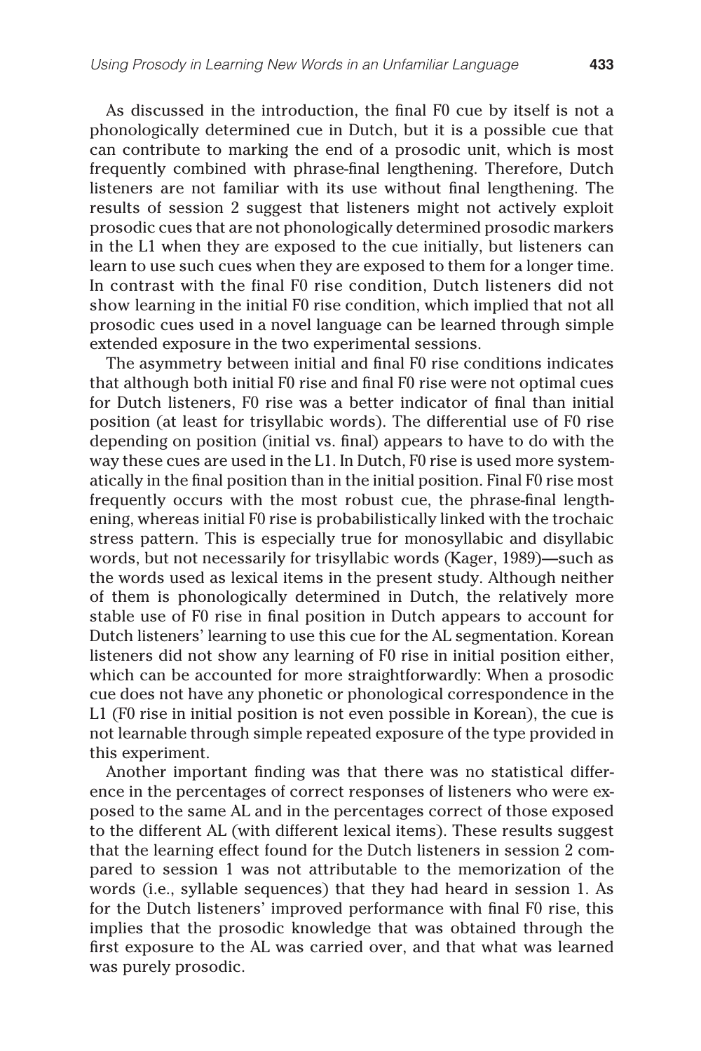As discussed in the introduction, the final F0 cue by itself is not a phonologically determined cue in Dutch, but it is a possible cue that can contribute to marking the end of a prosodic unit, which is most frequently combined with phrase-final lengthening. Therefore, Dutch listeners are not familiar with its use without final lengthening. The results of session 2 suggest that listeners might not actively exploit prosodic cues that are not phonologically determined prosodic markers in the L1 when they are exposed to the cue initially, but listeners can learn to use such cues when they are exposed to them for a longer time. In contrast with the final F0 rise condition, Dutch listeners did not show learning in the initial F0 rise condition, which implied that not all prosodic cues used in a novel language can be learned through simple extended exposure in the two experimental sessions.

The asymmetry between initial and final F0 rise conditions indicates that although both initial F0 rise and final F0 rise were not optimal cues for Dutch listeners, F0 rise was a better indicator of final than initial position (at least for trisyllabic words). The differential use of F0 rise depending on position (initial vs. final) appears to have to do with the way these cues are used in the L1. In Dutch, F0 rise is used more systematically in the final position than in the initial position. Final F0 rise most frequently occurs with the most robust cue, the phrase-final lengthening, whereas initial F0 rise is probabilistically linked with the trochaic stress pattern. This is especially true for monosyllabic and disyllabic words, but not necessarily for trisyllabic words (Kager, 1989)—such as the words used as lexical items in the present study. Although neither of them is phonologically determined in Dutch, the relatively more stable use of F0 rise in final position in Dutch appears to account for Dutch listeners' learning to use this cue for the AL segmentation. Korean listeners did not show any learning of F0 rise in initial position either, which can be accounted for more straightforwardly: When a prosodic cue does not have any phonetic or phonological correspondence in the L1 (F0 rise in initial position is not even possible in Korean), the cue is not learnable through simple repeated exposure of the type provided in this experiment.

Another important finding was that there was no statistical difference in the percentages of correct responses of listeners who were exposed to the same AL and in the percentages correct of those exposed to the different AL (with different lexical items). These results suggest that the learning effect found for the Dutch listeners in session 2 compared to session 1 was not attributable to the memorization of the words (i.e., syllable sequences) that they had heard in session 1. As for the Dutch listeners' improved performance with final F0 rise, this implies that the prosodic knowledge that was obtained through the first exposure to the AL was carried over, and that what was learned was purely prosodic.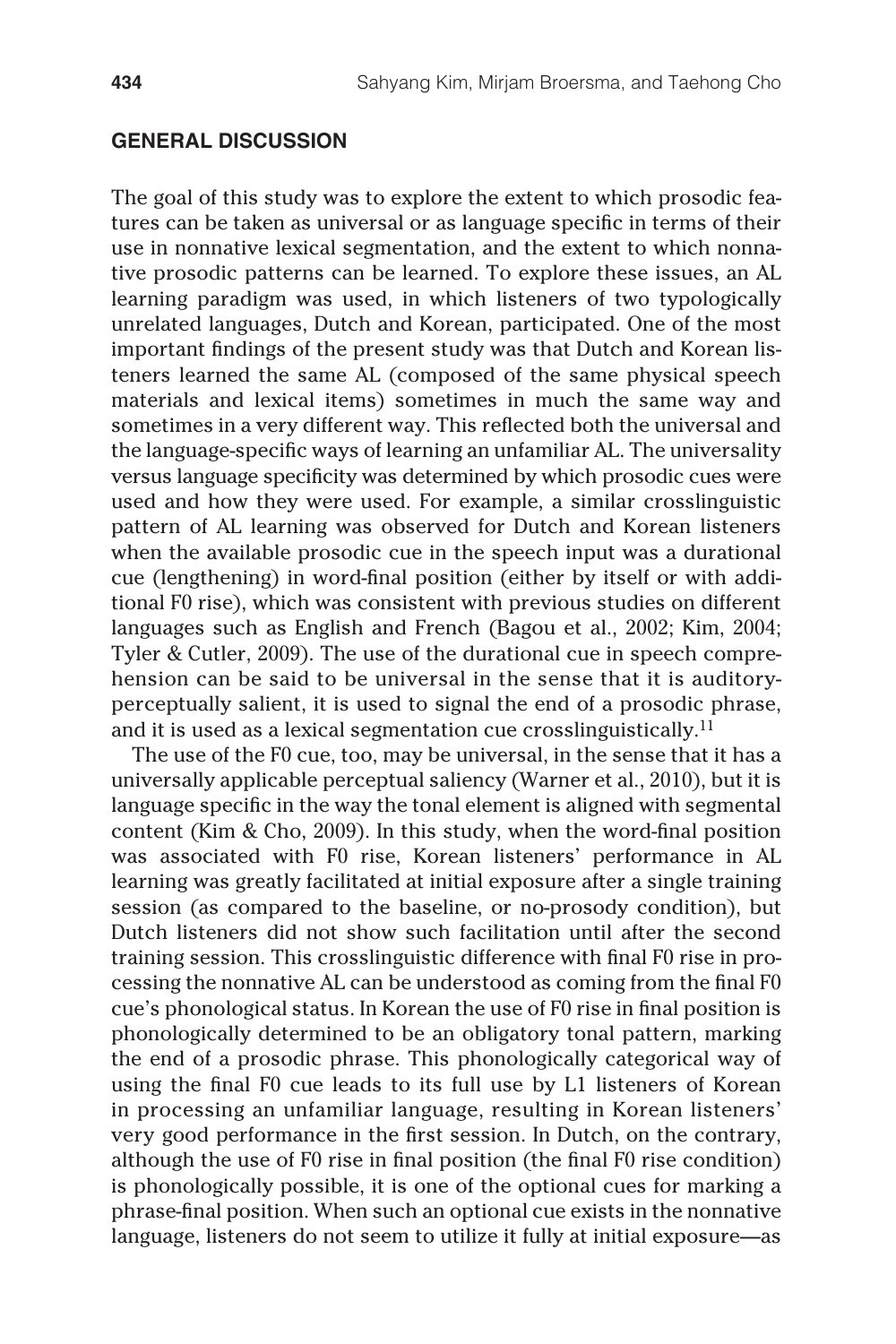## GENERAL DISCUSSION

The goal of this study was to explore the extent to which prosodic features can be taken as universal or as language specific in terms of their use in nonnative lexical segmentation, and the extent to which nonnative prosodic patterns can be learned. To explore these issues, an AL learning paradigm was used, in which listeners of two typologically unrelated languages, Dutch and Korean, participated. One of the most important findings of the present study was that Dutch and Korean listeners learned the same AL (composed of the same physical speech materials and lexical items) sometimes in much the same way and sometimes in a very different way. This reflected both the universal and the language-specific ways of learning an unfamiliar AL. The universality versus language specificity was determined by which prosodic cues were used and how they were used. For example, a similar crosslinguistic pattern of AL learning was observed for Dutch and Korean listeners when the available prosodic cue in the speech input was a durational cue (lengthening) in word-final position (either by itself or with additional F0 rise), which was consistent with previous studies on different languages such as English and French (Bagou et al., 2002; Kim, 2004; Tyler & Cutler, 2009). The use of the durational cue in speech comprehension can be said to be universal in the sense that it is auditory-perceptually salient, it is used to signal the end of a prosodic phrase, and it is used as a lexical segmentation cue crosslinguistically.[11]

The use of the F0 cue, too, may be universal, in the sense that it has a universally applicable perceptual saliency (Warner et al., 2010), but it is language specific in the way the tonal element is aligned with segmental content (Kim & Cho, 2009). In this study, when the word-final position was associated with F0 rise, Korean listeners' performance in AL learning was greatly facilitated at initial exposure after a single training session (as compared to the baseline, or no-prosody condition), but Dutch listeners did not show such facilitation until after the second training session. This crosslinguistic difference with final F0 rise in processing the nonnative AL can be understood as coming from the final F0 cue's phonological status. In Korean the use of F0 rise in final position is phonologically determined to be an obligatory tonal pattern, marking the end of a prosodic phrase. This phonologically categorical way of using the final F0 cue leads to its full use by L1 listeners of Korean in processing an unfamiliar language, resulting in Korean listeners' very good performance in the first session. In Dutch, on the contrary, although the use of F0 rise in final position (the final F0 rise condition) is phonologically possible, it is one of the optional cues for marking a phrase-final position. When such an optional cue exists in the nonnative language, listeners do not seem to utilize it fully at initial exposure—as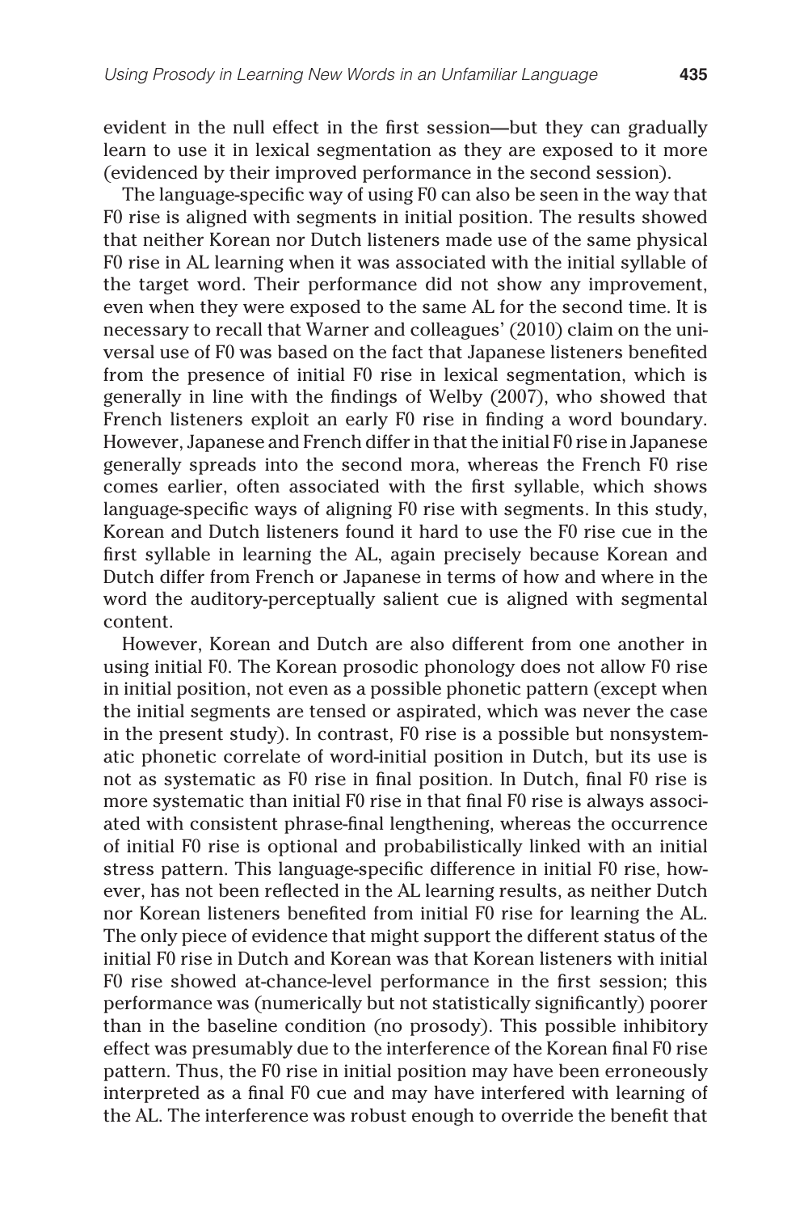evident in the null effect in the first session—but they can gradually learn to use it in lexical segmentation as they are exposed to it more (evidenced by their improved performance in the second session).

The language-specific way of using F0 can also be seen in the way that F0 rise is aligned with segments in initial position. The results showed that neither Korean nor Dutch listeners made use of the same physical F0 rise in AL learning when it was associated with the initial syllable of the target word. Their performance did not show any improvement, even when they were exposed to the same AL for the second time. It is necessary to recall that Warner and colleagues' (2010) claim on the universal use of F0 was based on the fact that Japanese listeners benefited from the presence of initial F0 rise in lexical segmentation, which is generally in line with the findings of Welby (2007), who showed that French listeners exploit an early F0 rise in finding a word boundary. However, Japanese and French differ in that the initial F0 rise in Japanese generally spreads into the second mora, whereas the French F0 rise comes earlier, often associated with the first syllable, which shows language-specific ways of aligning F0 rise with segments. In this study, Korean and Dutch listeners found it hard to use the F0 rise cue in the first syllable in learning the AL, again precisely because Korean and Dutch differ from French or Japanese in terms of how and where in the word the auditory-perceptually salient cue is aligned with segmental content.

However, Korean and Dutch are also different from one another in using initial F0. The Korean prosodic phonology does not allow F0 rise in initial position, not even as a possible phonetic pattern (except when the initial segments are tensed or aspirated, which was never the case in the present study). In contrast, F0 rise is a possible but nonsystematic phonetic correlate of word-initial position in Dutch, but its use is not as systematic as F0 rise in final position. In Dutch, final F0 rise is more systematic than initial F0 rise in that final F0 rise is always associated with consistent phrase-final lengthening, whereas the occurrence of initial F0 rise is optional and probabilistically linked with an initial stress pattern. This language-specific difference in initial F0 rise, however, has not been reflected in the AL learning results, as neither Dutch nor Korean listeners benefited from initial F0 rise for learning the AL. The only piece of evidence that might support the different status of the initial F0 rise in Dutch and Korean was that Korean listeners with initial F0 rise showed at-chance-level performance in the first session; this performance was (numerically but not statistically significantly) poorer than in the baseline condition (no prosody). This possible inhibitory effect was presumably due to the interference of the Korean final F0 rise pattern. Thus, the F0 rise in initial position may have been erroneously interpreted as a final F0 cue and may have interfered with learning of the AL. The interference was robust enough to override the benefit that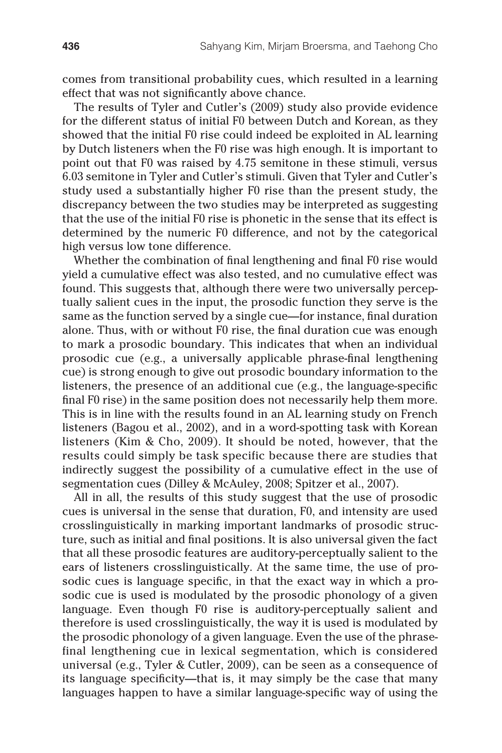comes from transitional probability cues, which resulted in a learning effect that was not significantly above chance.

The results of Tyler and Cutler's (2009) study also provide evidence for the different status of initial F0 between Dutch and Korean, as they showed that the initial F0 rise could indeed be exploited in AL learning by Dutch listeners when the F0 rise was high enough. It is important to point out that F0 was raised by 4.75 semitone in these stimuli, versus 6.03 semitone in Tyler and Cutler's stimuli. Given that Tyler and Cutler's study used a substantially higher F0 rise than the present study, the discrepancy between the two studies may be interpreted as suggesting that the use of the initial F0 rise is phonetic in the sense that its effect is determined by the numeric F0 difference, and not by the categorical high versus low tone difference.

Whether the combination of final lengthening and final F0 rise would yield a cumulative effect was also tested, and no cumulative effect was found. This suggests that, although there were two universally perceptually salient cues in the input, the prosodic function they serve is the same as the function served by a single cue—for instance, final duration alone. Thus, with or without F0 rise, the final duration cue was enough to mark a prosodic boundary. This indicates that when an individual prosodic cue (e.g., a universally applicable phrase-final lengthening cue) is strong enough to give out prosodic boundary information to the listeners, the presence of an additional cue (e.g., the language-specific final F0 rise) in the same position does not necessarily help them more. This is in line with the results found in an AL learning study on French listeners (Bagou et al., 2002), and in a word-spotting task with Korean listeners (Kim & Cho, 2009). It should be noted, however, that the results could simply be task specific because there are studies that indirectly suggest the possibility of a cumulative effect in the use of segmentation cues (Dilley & McAuley, 2008; Spitzer et al., 2007).

All in all, the results of this study suggest that the use of prosodic cues is universal in the sense that duration, F0, and intensity are used crosslinguistically in marking important landmarks of prosodic structure, such as initial and final positions. It is also universal given the fact that all these prosodic features are auditory-perceptually salient to the ears of listeners crosslinguistically. At the same time, the use of prosodic cues is language specific, in that the exact way in which a prosodic cue is used is modulated by the prosodic phonology of a given language. Even though F0 rise is auditory-perceptually salient and therefore is used crosslinguistically, the way it is used is modulated by the prosodic phonology of a given language. Even the use of the phrase-final lengthening cue in lexical segmentation, which is considered universal (e.g., Tyler & Cutler, 2009), can be seen as a consequence of its language specificity—that is, it may simply be the case that many languages happen to have a similar language-specific way of using the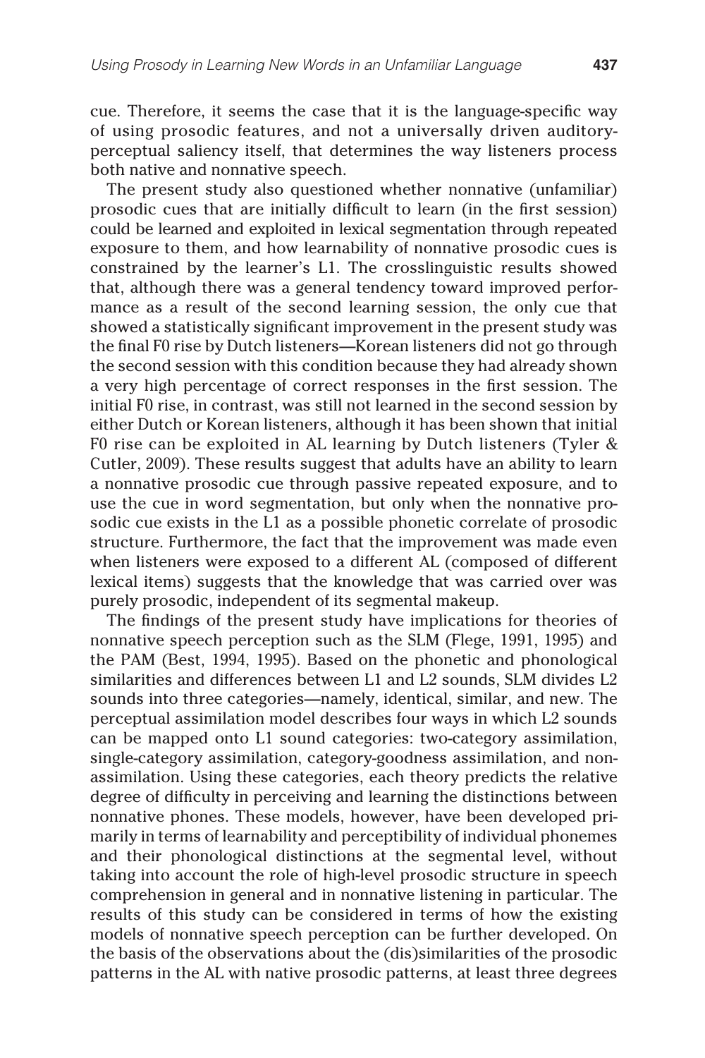cue. Therefore, it seems the case that it is the language-specific way of using prosodic features, and not a universally driven auditory-perceptual saliency itself, that determines the way listeners process both native and nonnative speech.

The present study also questioned whether nonnative (unfamiliar) prosodic cues that are initially difficult to learn (in the first session) could be learned and exploited in lexical segmentation through repeated exposure to them, and how learnability of nonnative prosodic cues is constrained by the learner's L1. The crosslinguistic results showed that, although there was a general tendency toward improved performance as a result of the second learning session, the only cue that showed a statistically significant improvement in the present study was the final F0 rise by Dutch listeners—Korean listeners did not go through the second session with this condition because they had already shown a very high percentage of correct responses in the first session. The initial F0 rise, in contrast, was still not learned in the second session by either Dutch or Korean listeners, although it has been shown that initial F0 rise can be exploited in AL learning by Dutch listeners (Tyler & Cutler, 2009). These results suggest that adults have an ability to learn a nonnative prosodic cue through passive repeated exposure, and to use the cue in word segmentation, but only when the nonnative prosodic cue exists in the L1 as a possible phonetic correlate of prosodic structure. Furthermore, the fact that the improvement was made even when listeners were exposed to a different AL (composed of different lexical items) suggests that the knowledge that was carried over was purely prosodic, independent of its segmental makeup.

The findings of the present study have implications for theories of nonnative speech perception such as the SLM (Flege, 1991, 1995) and the PAM (Best, 1994, 1995). Based on the phonetic and phonological similarities and differences between L1 and L2 sounds, SLM divides L2 sounds into three categories—namely, identical, similar, and new. The perceptual assimilation model describes four ways in which L2 sounds can be mapped onto L1 sound categories: two-category assimilation, single-category assimilation, category-goodness assimilation, and non-assimilation. Using these categories, each theory predicts the relative degree of difficulty in perceiving and learning the distinctions between nonnative phones. These models, however, have been developed primarily in terms of learnability and perceptibility of individual phonemes and their phonological distinctions at the segmental level, without taking into account the role of high-level prosodic structure in speech comprehension in general and in nonnative listening in particular. The results of this study can be considered in terms of how the existing models of nonnative speech perception can be further developed. On the basis of the observations about the (dis)similarities of the prosodic patterns in the AL with native prosodic patterns, at least three degrees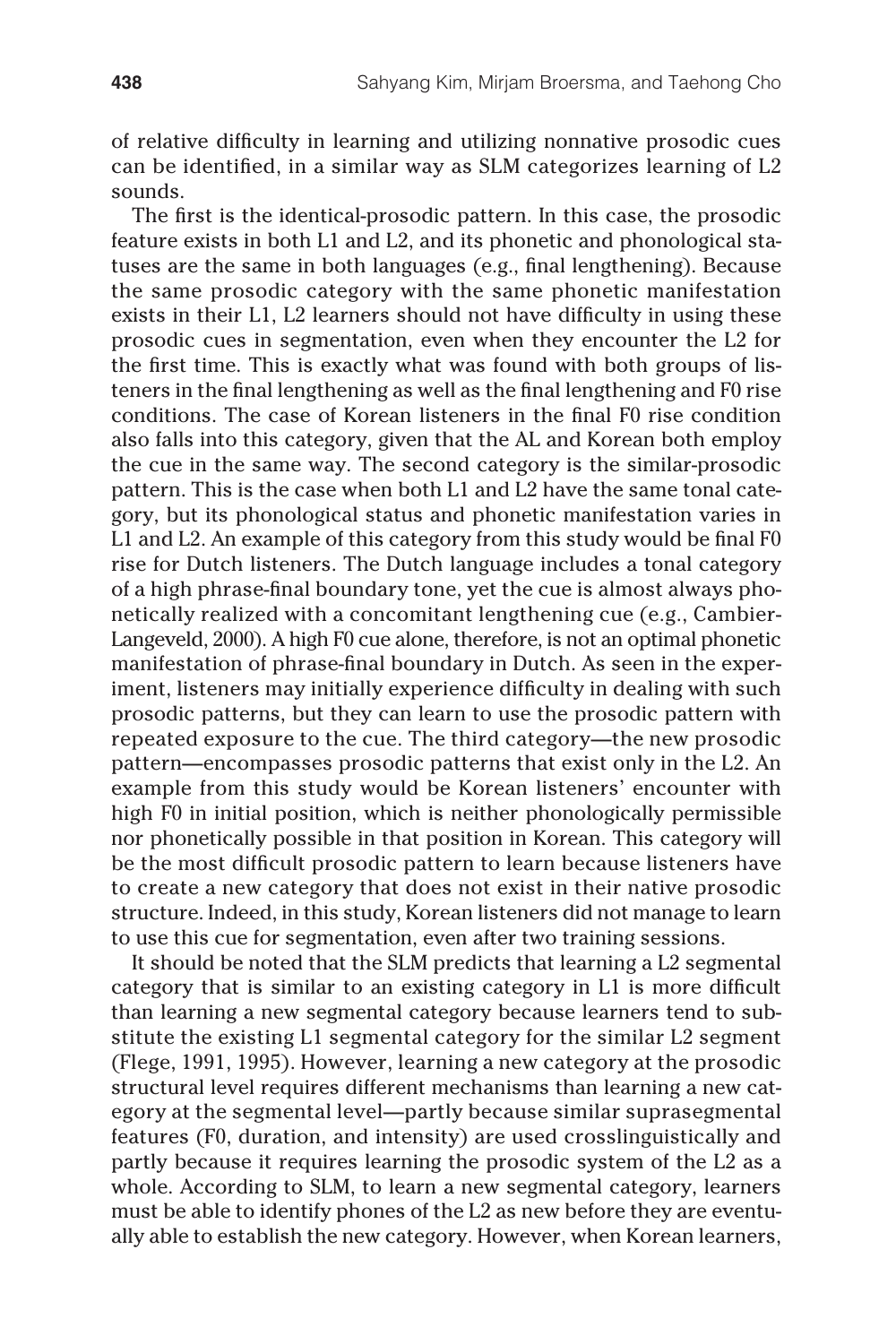of relative difficulty in learning and utilizing nonnative prosodic cues can be identified, in a similar way as SLM categorizes learning of L2 sounds.

The first is the identical-prosodic pattern. In this case, the prosodic feature exists in both L1 and L2, and its phonetic and phonological statuses are the same in both languages (e.g., final lengthening). Because the same prosodic category with the same phonetic manifestation exists in their L1, L2 learners should not have difficulty in using these prosodic cues in segmentation, even when they encounter the L2 for the first time. This is exactly what was found with both groups of listeners in the final lengthening as well as the final lengthening and F0 rise conditions. The case of Korean listeners in the final F0 rise condition also falls into this category, given that the AL and Korean both employ the cue in the same way. The second category is the similar-prosodic pattern. This is the case when both L1 and L2 have the same tonal category, but its phonological status and phonetic manifestation varies in L1 and L2. An example of this category from this study would be final F0 rise for Dutch listeners. The Dutch language includes a tonal category of a high phrase-final boundary tone, yet the cue is almost always phonetically realized with a concomitant lengthening cue (e.g., Cambier-Langeveld, 2000). A high F0 cue alone, therefore, is not an optimal phonetic manifestation of phrase-final boundary in Dutch. As seen in the experiment, listeners may initially experience difficulty in dealing with such prosodic patterns, but they can learn to use the prosodic pattern with repeated exposure to the cue. The third category—the new prosodic pattern—encompasses prosodic patterns that exist only in the L2. An example from this study would be Korean listeners' encounter with high F0 in initial position, which is neither phonologically permissible nor phonetically possible in that position in Korean. This category will be the most difficult prosodic pattern to learn because listeners have to create a new category that does not exist in their native prosodic structure. Indeed, in this study, Korean listeners did not manage to learn to use this cue for segmentation, even after two training sessions.

It should be noted that the SLM predicts that learning a L2 segmental category that is similar to an existing category in L1 is more difficult than learning a new segmental category because learners tend to substitute the existing L1 segmental category for the similar L2 segment (Flege, 1991, 1995). However, learning a new category at the prosodic structural level requires different mechanisms than learning a new category at the segmental level—partly because similar suprasegmental features (F0, duration, and intensity) are used crosslinguistically and partly because it requires learning the prosodic system of the L2 as a whole. According to SLM, to learn a new segmental category, learners must be able to identify phones of the L2 as new before they are eventually able to establish the new category. However, when Korean learners,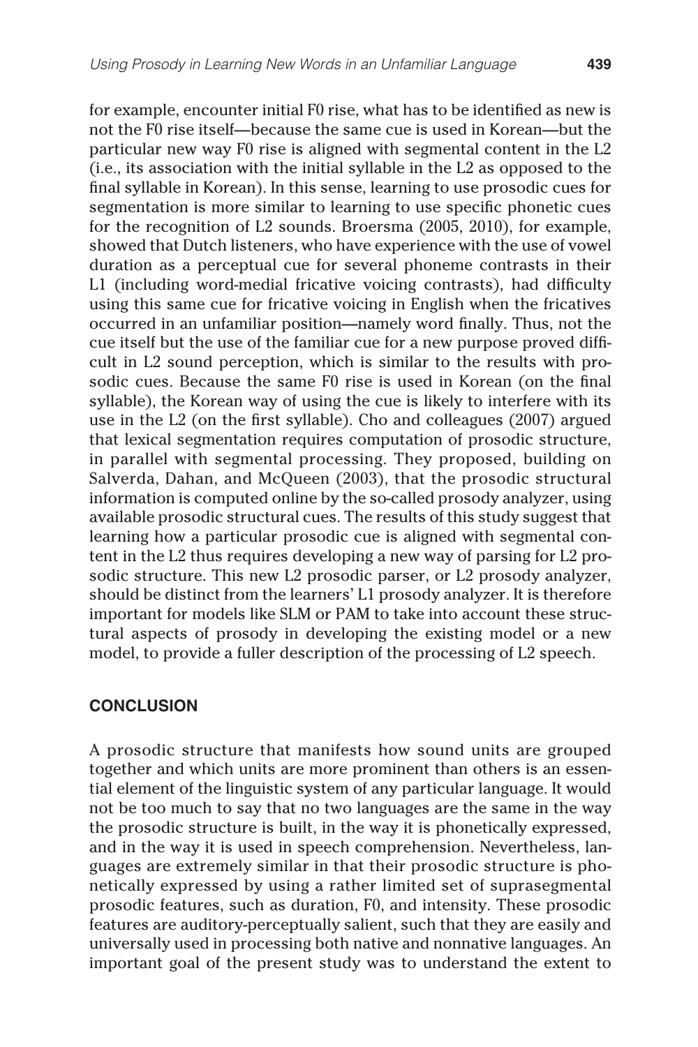for example, encounter initial F0 rise, what has to be identified as new is not the F0 rise itself—because the same cue is used in Korean—but the particular new way F0 rise is aligned with segmental content in the L2 (i.e., its association with the initial syllable in the L2 as opposed to the final syllable in Korean). In this sense, learning to use prosodic cues for segmentation is more similar to learning to use specific phonetic cues for the recognition of L2 sounds. Broersma (2005, 2010), for example, showed that Dutch listeners, who have experience with the use of vowel duration as a perceptual cue for several phoneme contrasts in their L1 (including word-medial fricative voicing contrasts), had difficulty using this same cue for fricative voicing in English when the fricatives occurred in an unfamiliar position—namely word finally. Thus, not the cue itself but the use of the familiar cue for a new purpose proved difficult in L2 sound perception, which is similar to the results with prosodic cues. Because the same F0 rise is used in Korean (on the final syllable), the Korean way of using the cue is likely to interfere with its use in the L2 (on the first syllable). Cho and colleagues (2007) argued that lexical segmentation requires computation of prosodic structure, in parallel with segmental processing. They proposed, building on Salverda, Dahan, and McQueen (2003), that the prosodic structural information is computed online by the so-called prosody analyzer, using available prosodic structural cues. The results of this study suggest that learning how a particular prosodic cue is aligned with segmental content in the L2 thus requires developing a new way of parsing for L2 prosodic structure. This new L2 prosodic parser, or L2 prosody analyzer, should be distinct from the learners' L1 prosody analyzer. It is therefore important for models like SLM or PAM to take into account these structural aspects of prosody in developing the existing model or a new model, to provide a fuller description of the processing of L2 speech.

## CONCLUSION

A prosodic structure that manifests how sound units are grouped together and which units are more prominent than others is an essential element of the linguistic system of any particular language. It would not be too much to say that no two languages are the same in the way the prosodic structure is built, in the way it is phonetically expressed, and in the way it is used in speech comprehension. Nevertheless, languages are extremely similar in that their prosodic structure is phonetically expressed by using a rather limited set of suprasegmental prosodic features, such as duration, F0, and intensity. These prosodic features are auditory-perceptually salient, such that they are easily and universally used in processing both native and nonnative languages. An important goal of the present study was to understand the extent to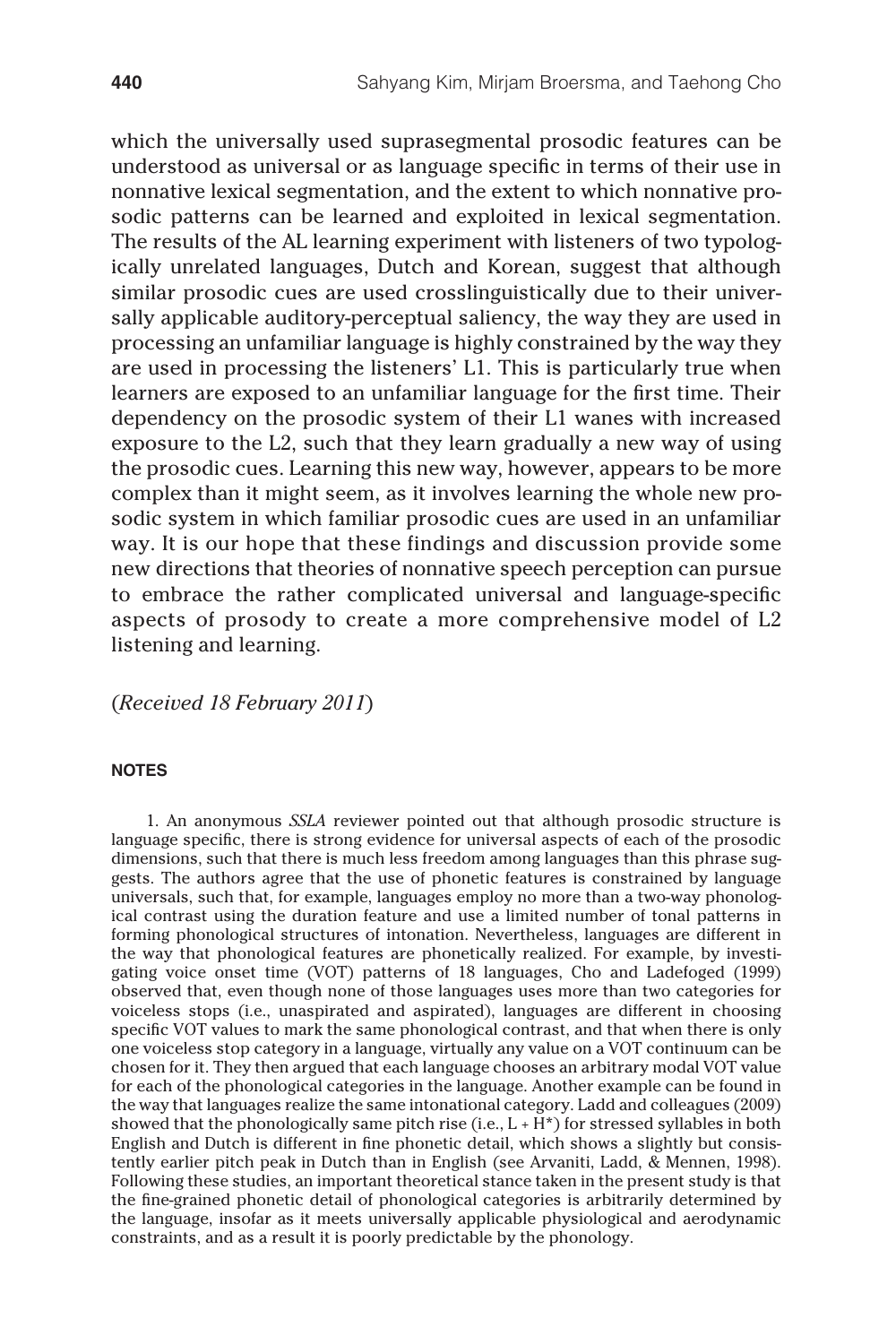which the universally used suprasegmental prosodic features can be understood as universal or as language specific in terms of their use in nonnative lexical segmentation, and the extent to which nonnative prosodic patterns can be learned and exploited in lexical segmentation. The results of the AL learning experiment with listeners of two typologically unrelated languages, Dutch and Korean, suggest that although similar prosodic cues are used crosslinguistically due to their universally applicable auditory-perceptual saliency, the way they are used in processing an unfamiliar language is highly constrained by the way they are used in processing the listeners' L1. This is particularly true when learners are exposed to an unfamiliar language for the first time. Their dependency on the prosodic system of their L1 wanes with increased exposure to the L2, such that they learn gradually a new way of using the prosodic cues. Learning this new way, however, appears to be more complex than it might seem, as it involves learning the whole new prosodic system in which familiar prosodic cues are used in an unfamiliar way. It is our hope that these findings and discussion provide some new directions that theories of nonnative speech perception can pursue to embrace the rather complicated universal and language-specific aspects of prosody to create a more comprehensive model of L2 listening and learning.

(*Received 18 February 2011*)

## NOTES

1. An anonymous *SSLA* reviewer pointed out that although prosodic structure is language specific, there is strong evidence for universal aspects of each of the prosodic dimensions, such that there is much less freedom among languages than this phrase suggests. The authors agree that the use of phonetic features is constrained by language universals, such that, for example, languages employ no more than a two-way phonological contrast using the duration feature and use a limited number of tonal patterns in forming phonological structures of intonation. Nevertheless, languages are different in the way that phonological features are phonetically realized. For example, by investigating voice onset time (VOT) patterns of 18 languages, Cho and Ladefoged (1999) observed that, even though none of those languages uses more than two categories for voiceless stops (i.e., unaspirated and aspirated), languages are different in choosing specific VOT values to mark the same phonological contrast, and that when there is only one voiceless stop category in a language, virtually any value on a VOT continuum can be chosen for it. They then argued that each language chooses an arbitrary modal VOT value for each of the phonological categories in the language. Another example can be found in the way that languages realize the same intonational category. Ladd and colleagues (2009) showed that the phonologically same pitch rise (i.e., L + H*) for stressed syllables in both English and Dutch is different in fine phonetic detail, which shows a slightly but consistently earlier pitch peak in Dutch than in English (see Arvaniti, Ladd, & Mennen, 1998). Following these studies, an important theoretical stance taken in the present study is that the fine-grained phonetic detail of phonological categories is arbitrarily determined by the language, insofar as it meets universally applicable physiological and aerodynamic constraints, and as a result it is poorly predictable by the phonology.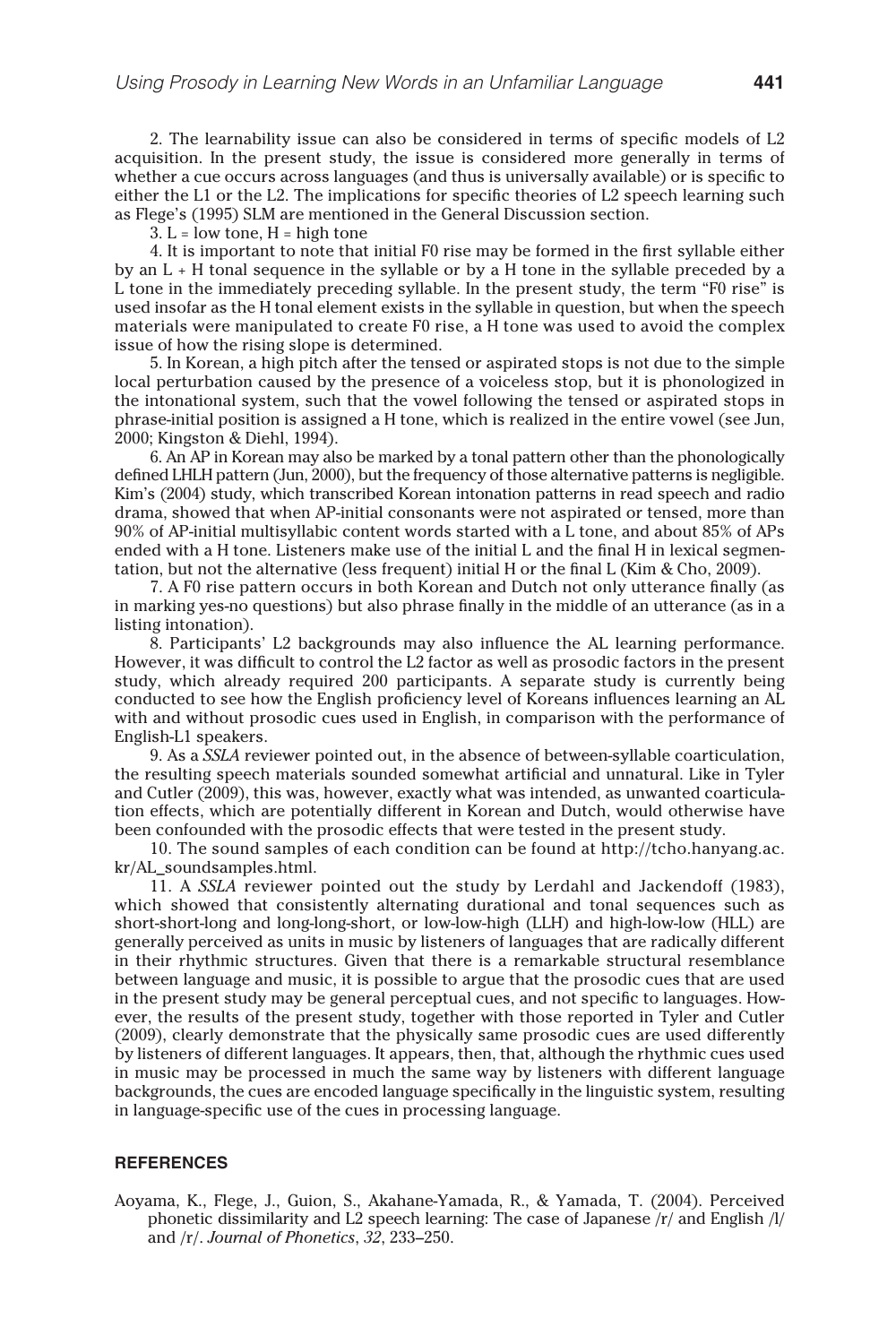2. The learnability issue can also be considered in terms of specific models of L2 acquisition. In the present study, the issue is considered more generally in terms of whether a cue occurs across languages (and thus is universally available) or is specific to either the L1 or the L2. The implications for specific theories of L2 speech learning such as Flege's (1995) SLM are mentioned in the General Discussion section.

3. L = low tone, H = high tone

4. It is important to note that initial F0 rise may be formed in the first syllable either by an L + H tonal sequence in the syllable or by a H tone in the syllable preceded by a L tone in the immediately preceding syllable. In the present study, the term "F0 rise" is used insofar as the H tonal element exists in the syllable in question, but when the speech materials were manipulated to create F0 rise, a H tone was used to avoid the complex issue of how the rising slope is determined.

5. In Korean, a high pitch after the tensed or aspirated stops is not due to the simple local perturbation caused by the presence of a voiceless stop, but it is phonologized in the intonational system, such that the vowel following the tensed or aspirated stops in phrase-initial position is assigned a H tone, which is realized in the entire vowel (see Jun, 2000; Kingston & Diehl, 1994).

6. An AP in Korean may also be marked by a tonal pattern other than the phonologically defined LHLH pattern (Jun, 2000), but the frequency of those alternative patterns is negligible. Kim's (2004) study, which transcribed Korean intonation patterns in read speech and radio drama, showed that when AP-initial consonants were not aspirated or tensed, more than 90% of AP-initial multisyllabic content words started with a L tone, and about 85% of APs ended with a H tone. Listeners make use of the initial L and the final H in lexical segmentation, but not the alternative (less frequent) initial H or the final L (Kim & Cho, 2009).

7. A F0 rise pattern occurs in both Korean and Dutch not only utterance finally (as in marking yes-no questions) but also phrase finally in the middle of an utterance (as in a listing intonation).

8. Participants' L2 backgrounds may also influence the AL learning performance. However, it was difficult to control the L2 factor as well as prosodic factors in the present study, which already required 200 participants. A separate study is currently being conducted to see how the English proficiency level of Koreans influences learning an AL with and without prosodic cues used in English, in comparison with the performance of English-L1 speakers.

9. As a *SSLA* reviewer pointed out, in the absence of between-syllable coarticulation, the resulting speech materials sounded somewhat artificial and unnatural. Like in Tyler and Cutler (2009), this was, however, exactly what was intended, as unwanted coarticulation effects, which are potentially different in Korean and Dutch, would otherwise have been confounded with the prosodic effects that were tested in the present study.

10. The sound samples of each condition can be found at http://tcho.hanyang.ac.kr/AL_soundsamples.html.

11. A *SSLA* reviewer pointed out the study by Lerdahl and Jackendoff (1983), which showed that consistently alternating durational and tonal sequences such as short-short-long and long-long-short, or low-low-high (LLH) and high-low-low (HLL) are generally perceived as units in music by listeners of languages that are radically different in their rhythmic structures. Given that there is a remarkable structural resemblance between language and music, it is possible to argue that the prosodic cues that are used in the present study may be general perceptual cues, and not specific to languages. However, the results of the present study, together with those reported in Tyler and Cutler (2009), clearly demonstrate that the physically same prosodic cues are used differently by listeners of different languages. It appears, then, that, although the rhythmic cues used in music may be processed in much the same way by listeners with different language backgrounds, the cues are encoded language specifically in the linguistic system, resulting in language-specific use of the cues in processing language.

## REFERENCES

Aoyama, K., Flege, J., Guion, S., Akahane-Yamada, R., & Yamada, T. (2004). Perceived phonetic dissimilarity and L2 speech learning: The case of Japanese /r/ and English /l/ and /r/. *Journal of Phonetics*, *32*, 233–250.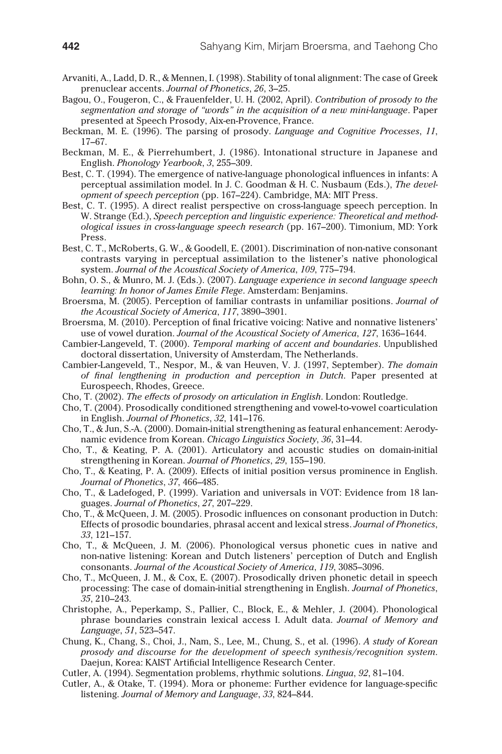Arvaniti, A., Ladd, D. R., & Mennen, I. (1998). Stability of tonal alignment: The case of Greek prenuclear accents. *Journal of Phonetics*, *26*, 3–25.

Bagou, O., Fougeron, C., & Frauenfelder, U. H. (2002, April). *Contribution of prosody to the segmentation and storage of "words" in the acquisition of a new mini-language*. Paper presented at Speech Prosody, Aix-en-Provence, France.

Beckman, M. E. (1996). The parsing of prosody. *Language and Cognitive Processes*, *11*, 17–67.

Beckman, M. E., & Pierrehumbert, J. (1986). Intonational structure in Japanese and English. *Phonology Yearbook*, *3*, 255–309.

Best, C. T. (1994). The emergence of native-language phonological influences in infants: A perceptual assimilation model. In J. C. Goodman & H. C. Nusbaum (Eds.), *The development of speech perception* (pp. 167–224). Cambridge, MA: MIT Press.

Best, C. T. (1995). A direct realist perspective on cross-language speech perception. In W. Strange (Ed.), *Speech perception and linguistic experience: Theoretical and methodological issues in cross-language speech research* (pp. 167–200). Timonium, MD: York Press.

Best, C. T., McRoberts, G. W., & Goodell, E. (2001). Discrimination of non-native consonant contrasts varying in perceptual assimilation to the listener's native phonological system. *Journal of the Acoustical Society of America*, *109*, 775–794.

Bohn, O. S., & Munro, M. J. (Eds.). (2007). *Language experience in second language speech learning: In honor of James Emile Flege*. Amsterdam: Benjamins.

Broersma, M. (2005). Perception of familiar contrasts in unfamiliar positions. *Journal of the Acoustical Society of America*, *117*, 3890–3901.

Broersma, M. (2010). Perception of final fricative voicing: Native and nonnative listeners' use of vowel duration. *Journal of the Acoustical Society of America*, *127*, 1636–1644.

Cambier-Langeveld, T. (2000). *Temporal marking of accent and boundaries*. Unpublished doctoral dissertation, University of Amsterdam, The Netherlands.

Cambier-Langeveld, T., Nespor, M., & van Heuven, V. J. (1997, September). *The domain of final lengthening in production and perception in Dutch*. Paper presented at Eurospeech, Rhodes, Greece.

Cho, T. (2002). *The effects of prosody on articulation in English*. London: Routledge.

Cho, T. (2004). Prosodically conditioned strengthening and vowel-to-vowel coarticulation in English. *Journal of Phonetics*, *32*, 141–176.

Cho, T., & Jun, S.-A. (2000). Domain-initial strengthening as featural enhancement: Aerodynamic evidence from Korean. *Chicago Linguistics Society*, *36*, 31–44.

Cho, T., & Keating, P. A. (2001). Articulatory and acoustic studies on domain-initial strengthening in Korean. *Journal of Phonetics*, *29*, 155–190.

Cho, T., & Keating, P. A. (2009). Effects of initial position versus prominence in English. *Journal of Phonetics*, *37*, 466–485.

Cho, T., & Ladefoged, P. (1999). Variation and universals in VOT: Evidence from 18 languages. *Journal of Phonetics*, *27*, 207–229.

Cho, T., & McQueen, J. M. (2005). Prosodic influences on consonant production in Dutch: Effects of prosodic boundaries, phrasal accent and lexical stress. *Journal of Phonetics*, *33*, 121–157.

Cho, T., & McQueen, J. M. (2006). Phonological versus phonetic cues in native and non-native listening: Korean and Dutch listeners' perception of Dutch and English consonants. *Journal of the Acoustical Society of America*, *119*, 3085–3096.

Cho, T., McQueen, J. M., & Cox, E. (2007). Prosodically driven phonetic detail in speech processing: The case of domain-initial strengthening in English. *Journal of Phonetics*, *35*, 210–243.

Christophe, A., Peperkamp, S., Pallier, C., Block, E., & Mehler, J. (2004). Phonological phrase boundaries constrain lexical access I. Adult data. *Journal of Memory and Language*, *51*, 523–547.

Chung, K., Chang, S., Choi, J., Nam, S., Lee, M., Chung, S., et al. (1996). *A study of Korean prosody and discourse for the development of speech synthesis/recognition system*. Daejun, Korea: KAIST Artificial Intelligence Research Center.

Cutler, A. (1994). Segmentation problems, rhythmic solutions. *Lingua*, *92*, 81–104.

Cutler, A., & Otake, T. (1994). Mora or phoneme: Further evidence for language-specific listening. *Journal of Memory and Language*, *33*, 824–844.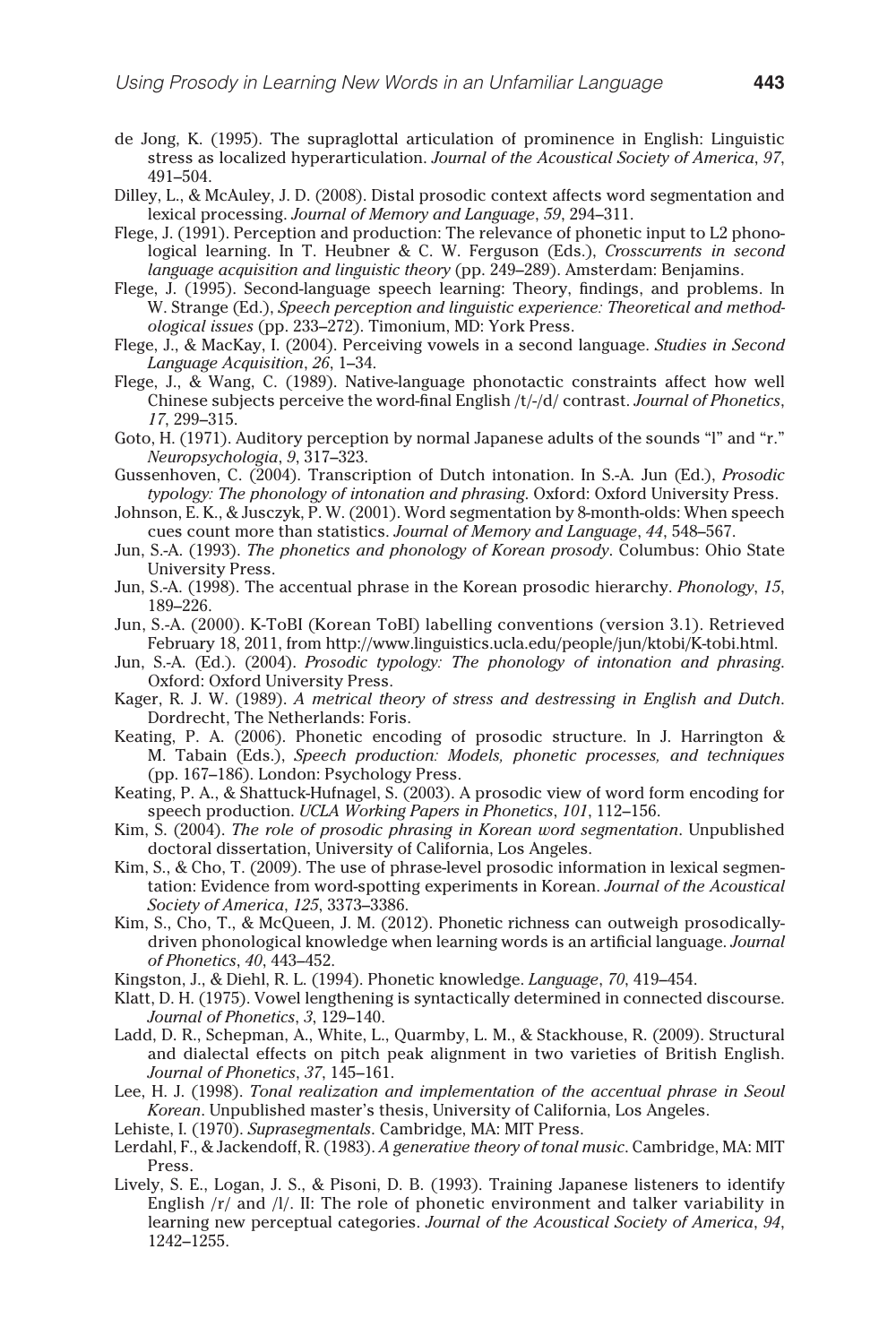de Jong, K. (1995). The supraglottal articulation of prominence in English: Linguistic stress as localized hyperarticulation. *Journal of the Acoustical Society of America*, *97*, 491–504.

Dilley, L., & McAuley, J. D. (2008). Distal prosodic context affects word segmentation and lexical processing. *Journal of Memory and Language*, *59*, 294–311.

Flege, J. (1991). Perception and production: The relevance of phonetic input to L2 phonological learning. In T. Heubner & C. W. Ferguson (Eds.), *Crosscurrents in second language acquisition and linguistic theory* (pp. 249–289). Amsterdam: Benjamins.

Flege, J. (1995). Second-language speech learning: Theory, findings, and problems. In W. Strange (Ed.), *Speech perception and linguistic experience: Theoretical and methodological issues* (pp. 233–272). Timonium, MD: York Press.

Flege, J., & MacKay, I. (2004). Perceiving vowels in a second language. *Studies in Second Language Acquisition*, *26*, 1–34.

Flege, J., & Wang, C. (1989). Native-language phonotactic constraints affect how well Chinese subjects perceive the word-final English /t/-/d/ contrast. *Journal of Phonetics*, *17*, 299–315.

Goto, H. (1971). Auditory perception by normal Japanese adults of the sounds "l" and "r." *Neuropsychologia*, *9*, 317–323.

Gussenhoven, C. (2004). Transcription of Dutch intonation. In S.-A. Jun (Ed.), *Prosodic typology: The phonology of intonation and phrasing*. Oxford: Oxford University Press.

Johnson, E. K., & Jusczyk, P. W. (2001). Word segmentation by 8-month-olds: When speech cues count more than statistics. *Journal of Memory and Language*, *44*, 548–567.

Jun, S.-A. (1993). *The phonetics and phonology of Korean prosody*. Columbus: Ohio State University Press.

Jun, S.-A. (1998). The accentual phrase in the Korean prosodic hierarchy. *Phonology*, *15*, 189–226.

Jun, S.-A. (2000). K-ToBI (Korean ToBI) labelling conventions (version 3.1). Retrieved February 18, 2011, from http://www.linguistics.ucla.edu/people/jun/ktobi/K-tobi.html.

Jun, S.-A. (Ed.). (2004). *Prosodic typology: The phonology of intonation and phrasing*. Oxford: Oxford University Press.

Kager, R. J. W. (1989). *A metrical theory of stress and destressing in English and Dutch*. Dordrecht, The Netherlands: Foris.

Keating, P. A. (2006). Phonetic encoding of prosodic structure. In J. Harrington & M. Tabain (Eds.), *Speech production: Models, phonetic processes, and techniques* (pp. 167–186). London: Psychology Press.

Keating, P. A., & Shattuck-Hufnagel, S. (2003). A prosodic view of word form encoding for speech production. *UCLA Working Papers in Phonetics*, *101*, 112–156.

Kim, S. (2004). *The role of prosodic phrasing in Korean word segmentation*. Unpublished doctoral dissertation, University of California, Los Angeles.

Kim, S., & Cho, T. (2009). The use of phrase-level prosodic information in lexical segmentation: Evidence from word-spotting experiments in Korean. *Journal of the Acoustical Society of America*, *125*, 3373–3386.

Kim, S., Cho, T., & McQueen, J. M. (2012). Phonetic richness can outweigh prosodically-driven phonological knowledge when learning words is an artificial language. *Journal of Phonetics*, *40*, 443–452.

Kingston, J., & Diehl, R. L. (1994). Phonetic knowledge. *Language*, *70*, 419–454.

Klatt, D. H. (1975). Vowel lengthening is syntactically determined in connected discourse. *Journal of Phonetics*, *3*, 129–140.

Ladd, D. R., Schepman, A., White, L., Quarmby, L. M., & Stackhouse, R. (2009). Structural and dialectal effects on pitch peak alignment in two varieties of British English. *Journal of Phonetics*, *37*, 145–161.

Lee, H. J. (1998). *Tonal realization and implementation of the accentual phrase in Seoul Korean*. Unpublished master's thesis, University of California, Los Angeles.

Lehiste, I. (1970). *Suprasegmentals*. Cambridge, MA: MIT Press.

Lerdahl, F., & Jackendoff, R. (1983). *A generative theory of tonal music*. Cambridge, MA: MIT Press.

Lively, S. E., Logan, J. S., & Pisoni, D. B. (1993). Training Japanese listeners to identify English /r/ and /l/. II: The role of phonetic environment and talker variability in learning new perceptual categories. *Journal of the Acoustical Society of America*, *94*, 1242–1255.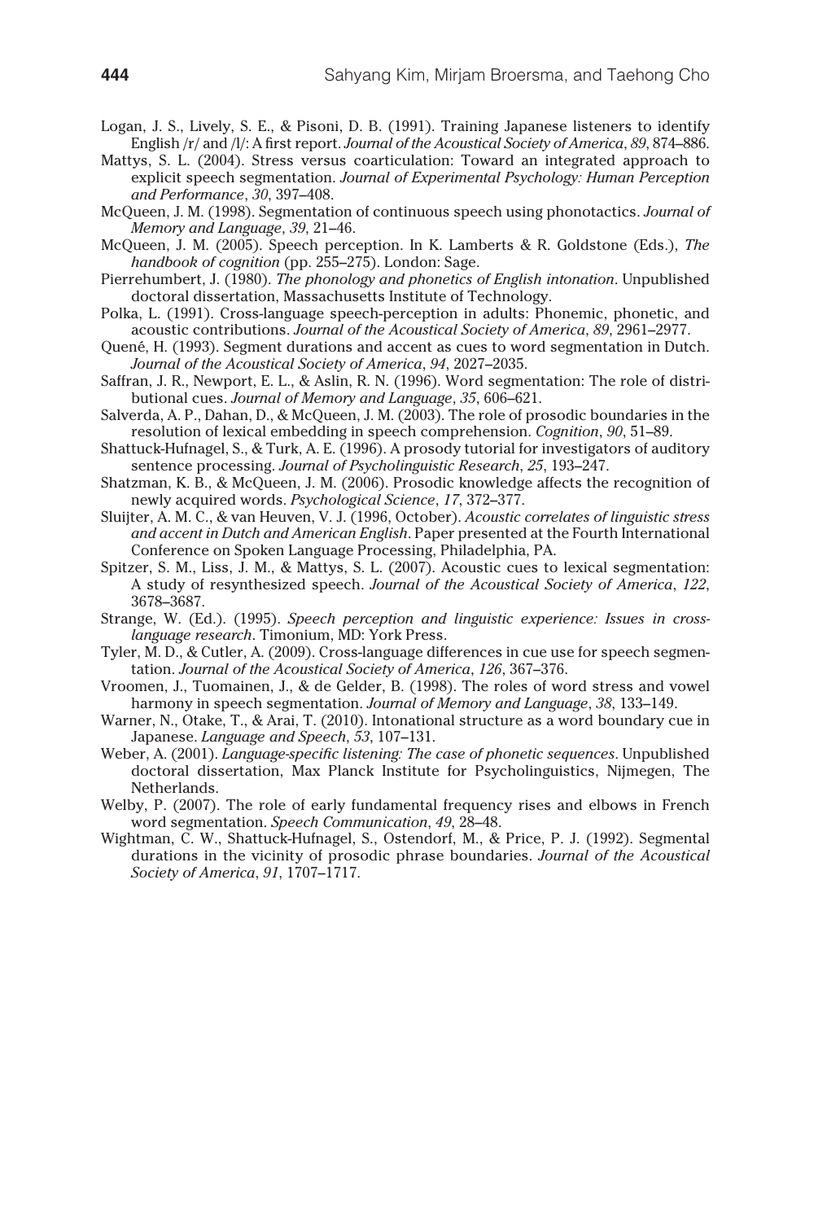Logan, J. S., Lively, S. E., & Pisoni, D. B. (1991). Training Japanese listeners to identify English /r/ and /l/: A first report. *Journal of the Acoustical Society of America*, *89*, 874–886.

Mattys, S. L. (2004). Stress versus coarticulation: Toward an integrated approach to explicit speech segmentation. *Journal of Experimental Psychology: Human Perception and Performance*, *30*, 397–408.

McQueen, J. M. (1998). Segmentation of continuous speech using phonotactics. *Journal of Memory and Language*, *39*, 21–46.

McQueen, J. M. (2005). Speech perception. In K. Lamberts & R. Goldstone (Eds.), *The handbook of cognition* (pp. 255–275). London: Sage.

Pierrehumbert, J. (1980). *The phonology and phonetics of English intonation*. Unpublished doctoral dissertation, Massachusetts Institute of Technology.

Polka, L. (1991). Cross-language speech-perception in adults: Phonemic, phonetic, and acoustic contributions. *Journal of the Acoustical Society of America*, *89*, 2961–2977.

Quené, H. (1993). Segment durations and accent as cues to word segmentation in Dutch. *Journal of the Acoustical Society of America*, *94*, 2027–2035.

Saffran, J. R., Newport, E. L., & Aslin, R. N. (1996). Word segmentation: The role of distributional cues. *Journal of Memory and Language*, *35*, 606–621.

Salverda, A. P., Dahan, D., & McQueen, J. M. (2003). The role of prosodic boundaries in the resolution of lexical embedding in speech comprehension. *Cognition*, *90*, 51–89.

Shattuck-Hufnagel, S., & Turk, A. E. (1996). A prosody tutorial for investigators of auditory sentence processing. *Journal of Psycholinguistic Research*, *25*, 193–247.

Shatzman, K. B., & McQueen, J. M. (2006). Prosodic knowledge affects the recognition of newly acquired words. *Psychological Science*, *17*, 372–377.

Sluijter, A. M. C., & van Heuven, V. J. (1996, October). *Acoustic correlates of linguistic stress and accent in Dutch and American English*. Paper presented at the Fourth International Conference on Spoken Language Processing, Philadelphia, PA.

Spitzer, S. M., Liss, J. M., & Mattys, S. L. (2007). Acoustic cues to lexical segmentation: A study of resynthesized speech. *Journal of the Acoustical Society of America*, *122*, 3678–3687.

Strange, W. (Ed.). (1995). *Speech perception and linguistic experience: Issues in cross-language research*. Timonium, MD: York Press.

Tyler, M. D., & Cutler, A. (2009). Cross-language differences in cue use for speech segmentation. *Journal of the Acoustical Society of America*, *126*, 367–376.

Vroomen, J., Tuomainen, J., & de Gelder, B. (1998). The roles of word stress and vowel harmony in speech segmentation. *Journal of Memory and Language*, *38*, 133–149.

Warner, N., Otake, T., & Arai, T. (2010). Intonational structure as a word boundary cue in Japanese. *Language and Speech*, *53*, 107–131.

Weber, A. (2001). *Language-specific listening: The case of phonetic sequences*. Unpublished doctoral dissertation, Max Planck Institute for Psycholinguistics, Nijmegen, The Netherlands.

Welby, P. (2007). The role of early fundamental frequency rises and elbows in French word segmentation. *Speech Communication*, *49*, 28–48.

Wightman, C. W., Shattuck-Hufnagel, S., Ostendorf, M., & Price, P. J. (1992). Segmental durations in the vicinity of prosodic phrase boundaries. *Journal of the Acoustical Society of America*, *91*, 1707–1717.